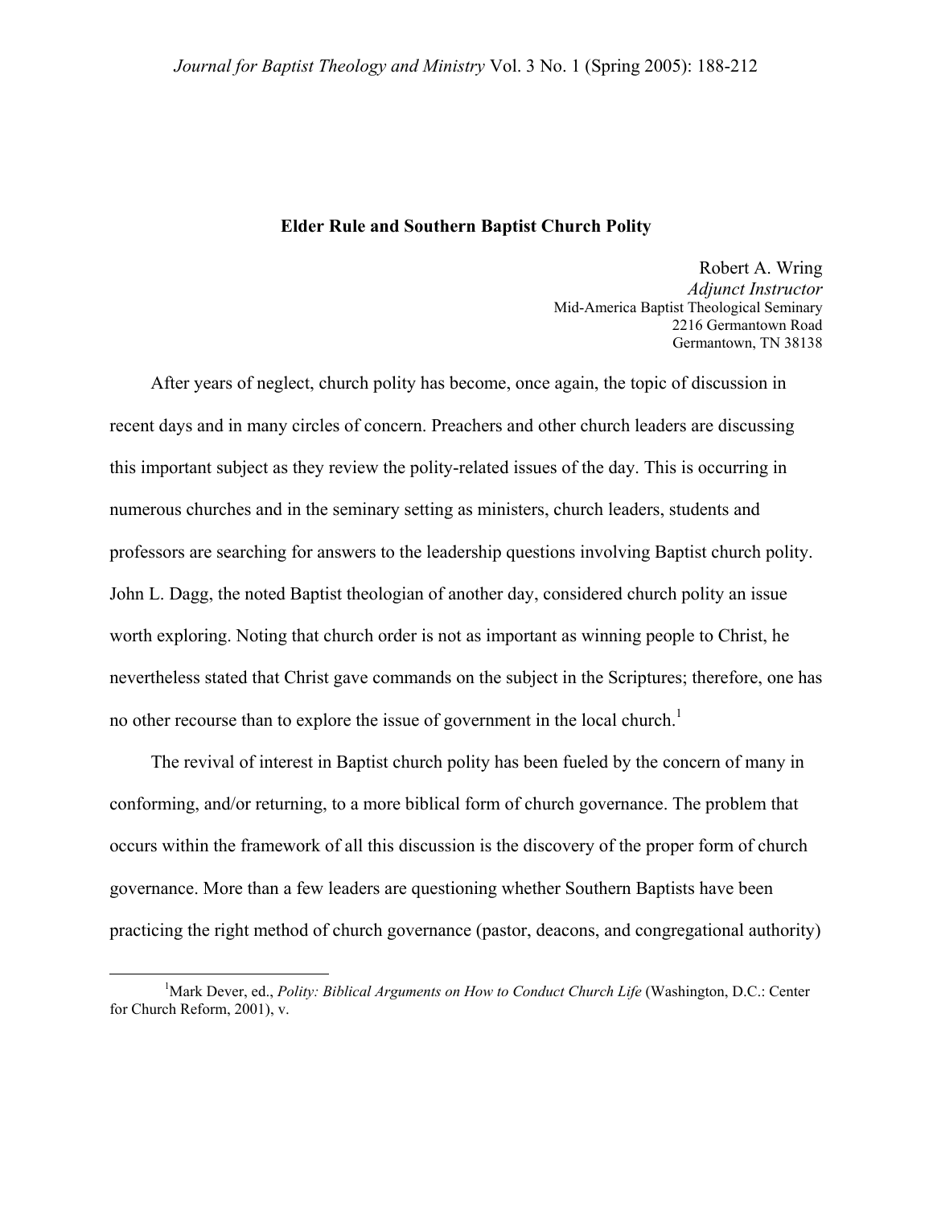# Elder Rule and Southern Baptist Church Polity

Robert A. Wring
*Adjunct Instructor*
Mid-America Baptist Theological Seminary
2216 Germantown Road
Germantown, TN 38138

After years of neglect, church polity has become, once again, the topic of discussion in recent days and in many circles of concern. Preachers and other church leaders are discussing this important subject as they review the polity-related issues of the day. This is occurring in numerous churches and in the seminary setting as ministers, church leaders, students and professors are searching for answers to the leadership questions involving Baptist church polity. John L. Dagg, the noted Baptist theologian of another day, considered church polity an issue worth exploring. Noting that church order is not as important as winning people to Christ, he nevertheless stated that Christ gave commands on the subject in the Scriptures; therefore, one has no other recourse than to explore the issue of government in the local church.[1]

The revival of interest in Baptist church polity has been fueled by the concern of many in conforming, and/or returning, to a more biblical form of church governance. The problem that occurs within the framework of all this discussion is the discovery of the proper form of church governance. More than a few leaders are questioning whether Southern Baptists have been practicing the right method of church governance (pastor, deacons, and congregational authority)

[1] Mark Dever, ed., *Polity: Biblical Arguments on How to Conduct Church Life* (Washington, D.C.: Center for Church Reform, 2001), v.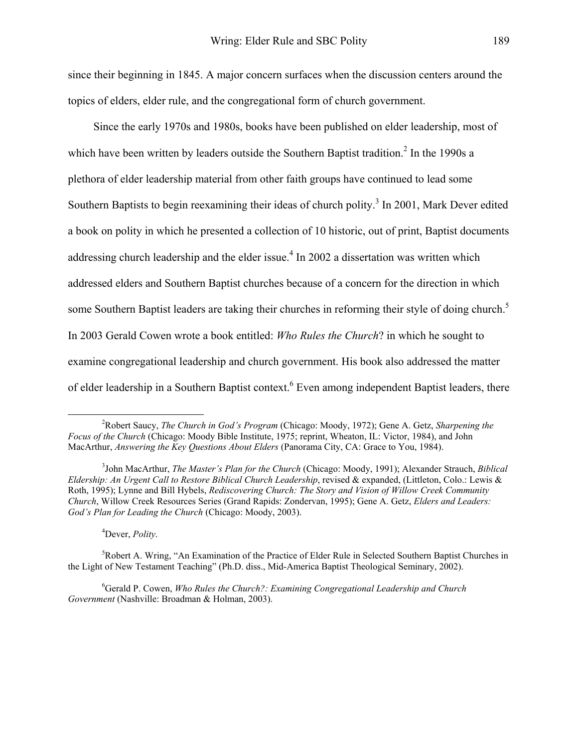since their beginning in 1845. A major concern surfaces when the discussion centers around the topics of elders, elder rule, and the congregational form of church government.

Since the early 1970s and 1980s, books have been published on elder leadership, most of which have been written by leaders outside the Southern Baptist tradition.[2] In the 1990s a plethora of elder leadership material from other faith groups have continued to lead some Southern Baptists to begin reexamining their ideas of church polity.[3] In 2001, Mark Dever edited a book on polity in which he presented a collection of 10 historic, out of print, Baptist documents addressing church leadership and the elder issue.[4] In 2002 a dissertation was written which addressed elders and Southern Baptist churches because of a concern for the direction in which some Southern Baptist leaders are taking their churches in reforming their style of doing church.[5] In 2003 Gerald Cowen wrote a book entitled: *Who Rules the Church*? in which he sought to examine congregational leadership and church government. His book also addressed the matter of elder leadership in a Southern Baptist context.[6] Even among independent Baptist leaders, there

---

[2]Robert Saucy, *The Church in God's Program* (Chicago: Moody, 1972); Gene A. Getz, *Sharpening the Focus of the Church* (Chicago: Moody Bible Institute, 1975; reprint, Wheaton, IL: Victor, 1984), and John MacArthur, *Answering the Key Questions About Elders* (Panorama City, CA: Grace to You, 1984).

[3]John MacArthur, *The Master's Plan for the Church* (Chicago: Moody, 1991); Alexander Strauch, *Biblical Eldership: An Urgent Call to Restore Biblical Church Leadership*, revised & expanded, (Littleton, Colo.: Lewis & Roth, 1995); Lynne and Bill Hybels, *Rediscovering Church: The Story and Vision of Willow Creek Community Church*, Willow Creek Resources Series (Grand Rapids: Zondervan, 1995); Gene A. Getz, *Elders and Leaders: God's Plan for Leading the Church* (Chicago: Moody, 2003).

[4]Dever, *Polity*.

[5]Robert A. Wring, "An Examination of the Practice of Elder Rule in Selected Southern Baptist Churches in the Light of New Testament Teaching" (Ph.D. diss., Mid-America Baptist Theological Seminary, 2002).

[6]Gerald P. Cowen, *Who Rules the Church?: Examining Congregational Leadership and Church Government* (Nashville: Broadman & Holman, 2003).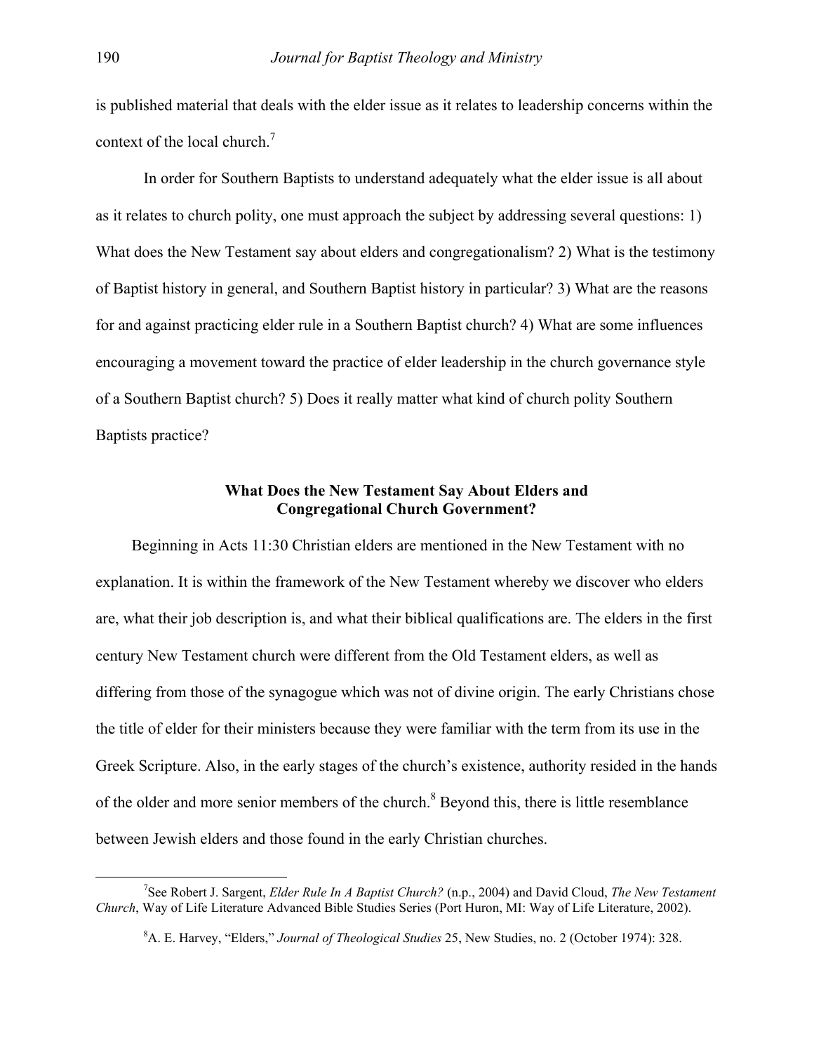is published material that deals with the elder issue as it relates to leadership concerns within the context of the local church.[7]

In order for Southern Baptists to understand adequately what the elder issue is all about as it relates to church polity, one must approach the subject by addressing several questions: 1) What does the New Testament say about elders and congregationalism? 2) What is the testimony of Baptist history in general, and Southern Baptist history in particular? 3) What are the reasons for and against practicing elder rule in a Southern Baptist church? 4) What are some influences encouraging a movement toward the practice of elder leadership in the church governance style of a Southern Baptist church? 5) Does it really matter what kind of church polity Southern Baptists practice?

## What Does the New Testament Say About Elders and Congregational Church Government?

Beginning in Acts 11:30 Christian elders are mentioned in the New Testament with no explanation. It is within the framework of the New Testament whereby we discover who elders are, what their job description is, and what their biblical qualifications are. The elders in the first century New Testament church were different from the Old Testament elders, as well as differing from those of the synagogue which was not of divine origin. The early Christians chose the title of elder for their ministers because they were familiar with the term from its use in the Greek Scripture. Also, in the early stages of the church's existence, authority resided in the hands of the older and more senior members of the church.[8] Beyond this, there is little resemblance between Jewish elders and those found in the early Christian churches.

---

[7]See Robert J. Sargent, *Elder Rule In A Baptist Church?* (n.p., 2004) and David Cloud, *The New Testament Church*, Way of Life Literature Advanced Bible Studies Series (Port Huron, MI: Way of Life Literature, 2002).

[8]A. E. Harvey, "Elders," *Journal of Theological Studies* 25, New Studies, no. 2 (October 1974): 328.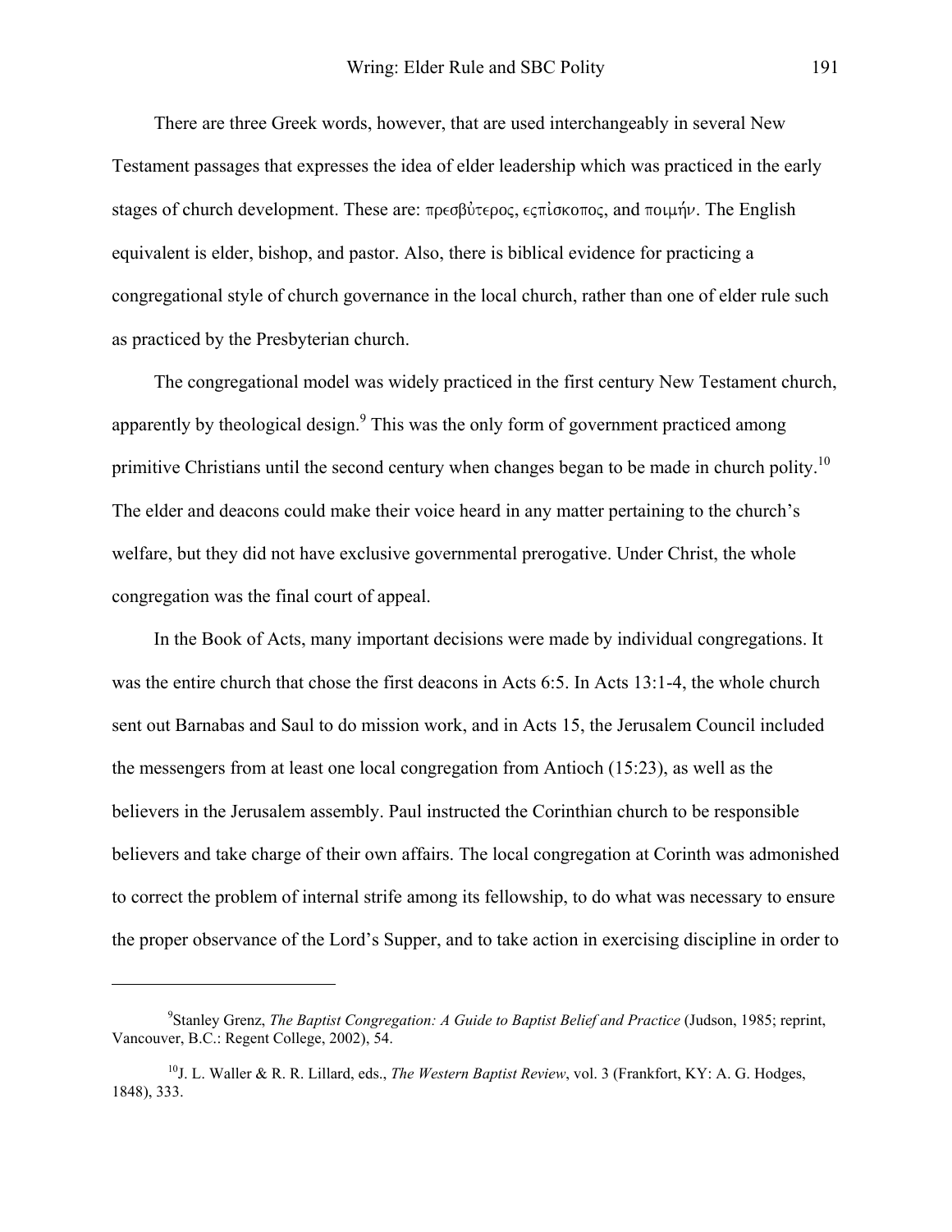There are three Greek words, however, that are used interchangeably in several New Testament passages that expresses the idea of elder leadership which was practiced in the early stages of church development. These are: πρεσβὑτερος, εςπἰσκοπος, and ποιμήν. The English equivalent is elder, bishop, and pastor. Also, there is biblical evidence for practicing a congregational style of church governance in the local church, rather than one of elder rule such as practiced by the Presbyterian church.

The congregational model was widely practiced in the first century New Testament church, apparently by theological design.[9] This was the only form of government practiced among primitive Christians until the second century when changes began to be made in church polity.[10] The elder and deacons could make their voice heard in any matter pertaining to the church's welfare, but they did not have exclusive governmental prerogative. Under Christ, the whole congregation was the final court of appeal.

In the Book of Acts, many important decisions were made by individual congregations. It was the entire church that chose the first deacons in Acts 6:5. In Acts 13:1-4, the whole church sent out Barnabas and Saul to do mission work, and in Acts 15, the Jerusalem Council included the messengers from at least one local congregation from Antioch (15:23), as well as the believers in the Jerusalem assembly. Paul instructed the Corinthian church to be responsible believers and take charge of their own affairs. The local congregation at Corinth was admonished to correct the problem of internal strife among its fellowship, to do what was necessary to ensure the proper observance of the Lord's Supper, and to take action in exercising discipline in order to

---

[9] Stanley Grenz, *The Baptist Congregation: A Guide to Baptist Belief and Practice* (Judson, 1985; reprint, Vancouver, B.C.: Regent College, 2002), 54.

[10] J. L. Waller & R. R. Lillard, eds., *The Western Baptist Review*, vol. 3 (Frankfort, KY: A. G. Hodges, 1848), 333.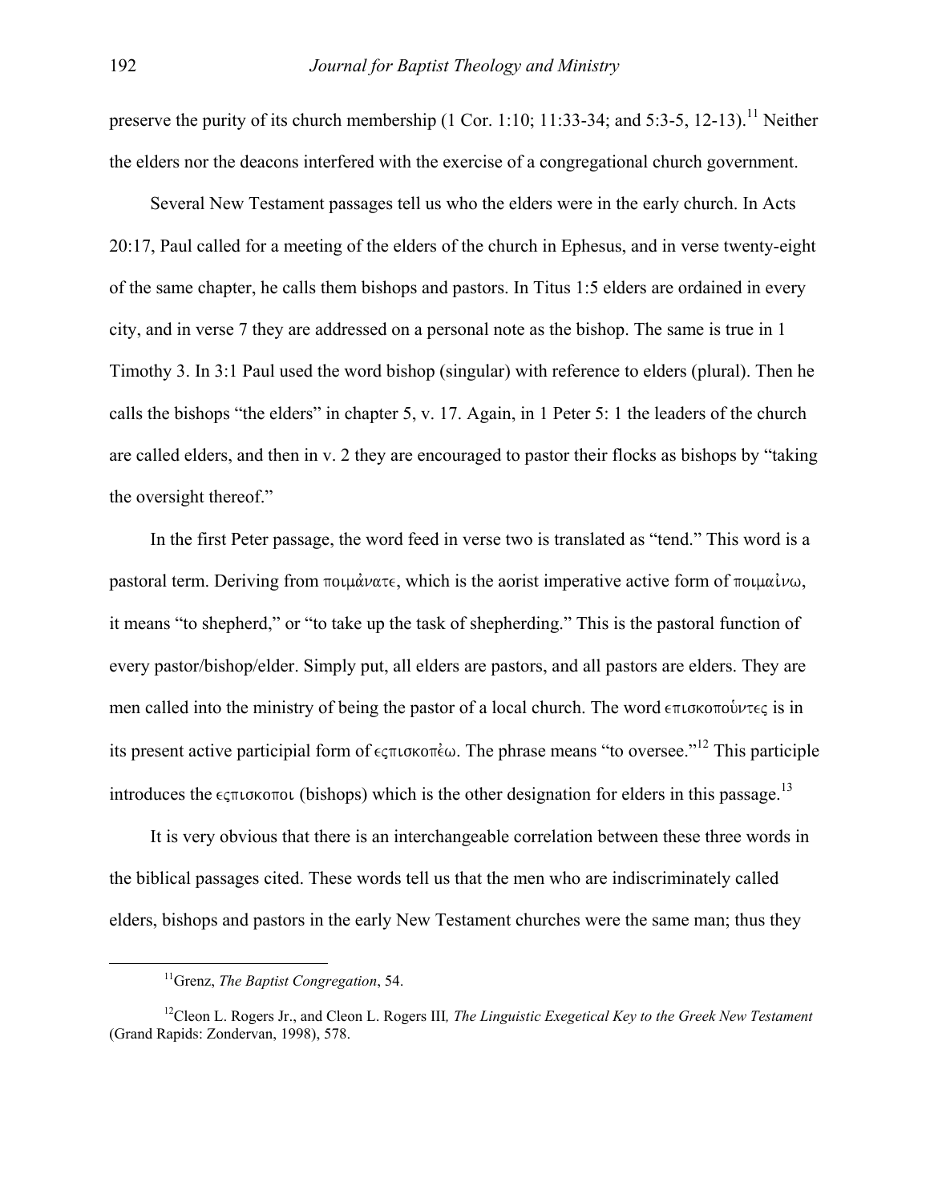preserve the purity of its church membership (1 Cor. 1:10; 11:33-34; and 5:3-5, 12-13).[11] Neither the elders nor the deacons interfered with the exercise of a congregational church government.

Several New Testament passages tell us who the elders were in the early church. In Acts 20:17, Paul called for a meeting of the elders of the church in Ephesus, and in verse twenty-eight of the same chapter, he calls them bishops and pastors. In Titus 1:5 elders are ordained in every city, and in verse 7 they are addressed on a personal note as the bishop. The same is true in 1 Timothy 3. In 3:1 Paul used the word bishop (singular) with reference to elders (plural). Then he calls the bishops "the elders" in chapter 5, v. 17. Again, in 1 Peter 5: 1 the leaders of the church are called elders, and then in v. 2 they are encouraged to pastor their flocks as bishops by "taking the oversight thereof."

In the first Peter passage, the word feed in verse two is translated as "tend." This word is a pastoral term. Deriving from ποιμάνατε, which is the aorist imperative active form of ποιμαὶνω, it means "to shepherd," or "to take up the task of shepherding." This is the pastoral function of every pastor/bishop/elder. Simply put, all elders are pastors, and all pastors are elders. They are men called into the ministry of being the pastor of a local church. The word ϵπισκοποὺντες is in its present active participial form of ϵςπισκοπὲω. The phrase means "to oversee."[12] This participle introduces the ϵςπισκοποι (bishops) which is the other designation for elders in this passage.[13]

It is very obvious that there is an interchangeable correlation between these three words in the biblical passages cited. These words tell us that the men who are indiscriminately called elders, bishops and pastors in the early New Testament churches were the same man; thus they

---

[11]Grenz, *The Baptist Congregation*, 54.

[12]Cleon L. Rogers Jr., and Cleon L. Rogers III*, The Linguistic Exegetical Key to the Greek New Testament* (Grand Rapids: Zondervan, 1998), 578.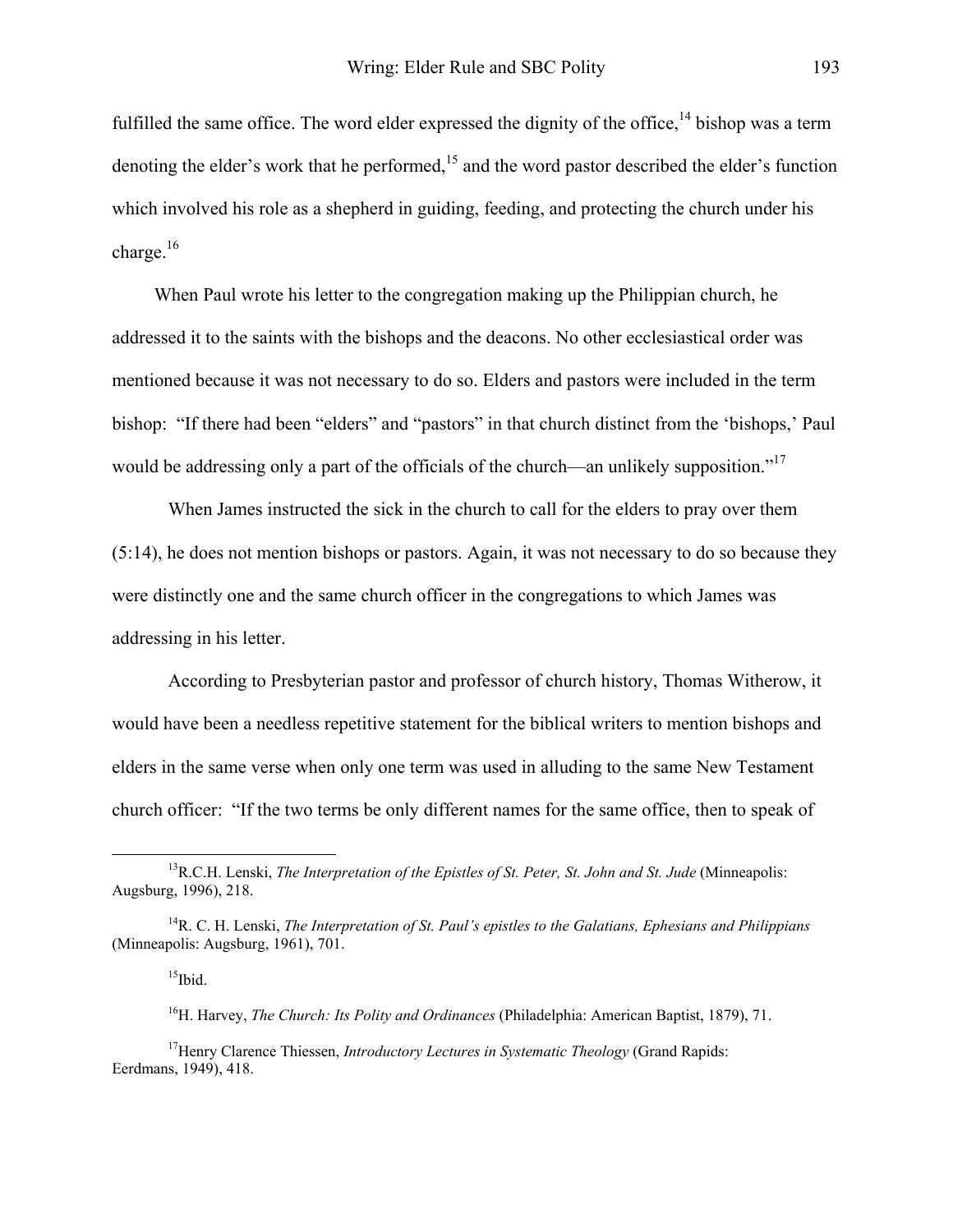fulfilled the same office. The word elder expressed the dignity of the office,[14] bishop was a term denoting the elder's work that he performed,[15] and the word pastor described the elder's function which involved his role as a shepherd in guiding, feeding, and protecting the church under his charge.[16]

When Paul wrote his letter to the congregation making up the Philippian church, he addressed it to the saints with the bishops and the deacons. No other ecclesiastical order was mentioned because it was not necessary to do so. Elders and pastors were included in the term bishop: "If there had been "elders" and "pastors" in that church distinct from the 'bishops,' Paul would be addressing only a part of the officials of the church—an unlikely supposition."[17]

When James instructed the sick in the church to call for the elders to pray over them (5:14), he does not mention bishops or pastors. Again, it was not necessary to do so because they were distinctly one and the same church officer in the congregations to which James was addressing in his letter.

According to Presbyterian pastor and professor of church history, Thomas Witherow, it would have been a needless repetitive statement for the biblical writers to mention bishops and elders in the same verse when only one term was used in alluding to the same New Testament church officer: "If the two terms be only different names for the same office, then to speak of

---

[13]R.C.H. Lenski, *The Interpretation of the Epistles of St. Peter, St. John and St. Jude* (Minneapolis: Augsburg, 1996), 218.

[14]R. C. H. Lenski, *The Interpretation of St. Paul's epistles to the Galatians, Ephesians and Philippians* (Minneapolis: Augsburg, 1961), 701.

[15]Ibid.

[16]H. Harvey, *The Church: Its Polity and Ordinances* (Philadelphia: American Baptist, 1879), 71.

[17]Henry Clarence Thiessen, *Introductory Lectures in Systematic Theology* (Grand Rapids: Eerdmans, 1949), 418.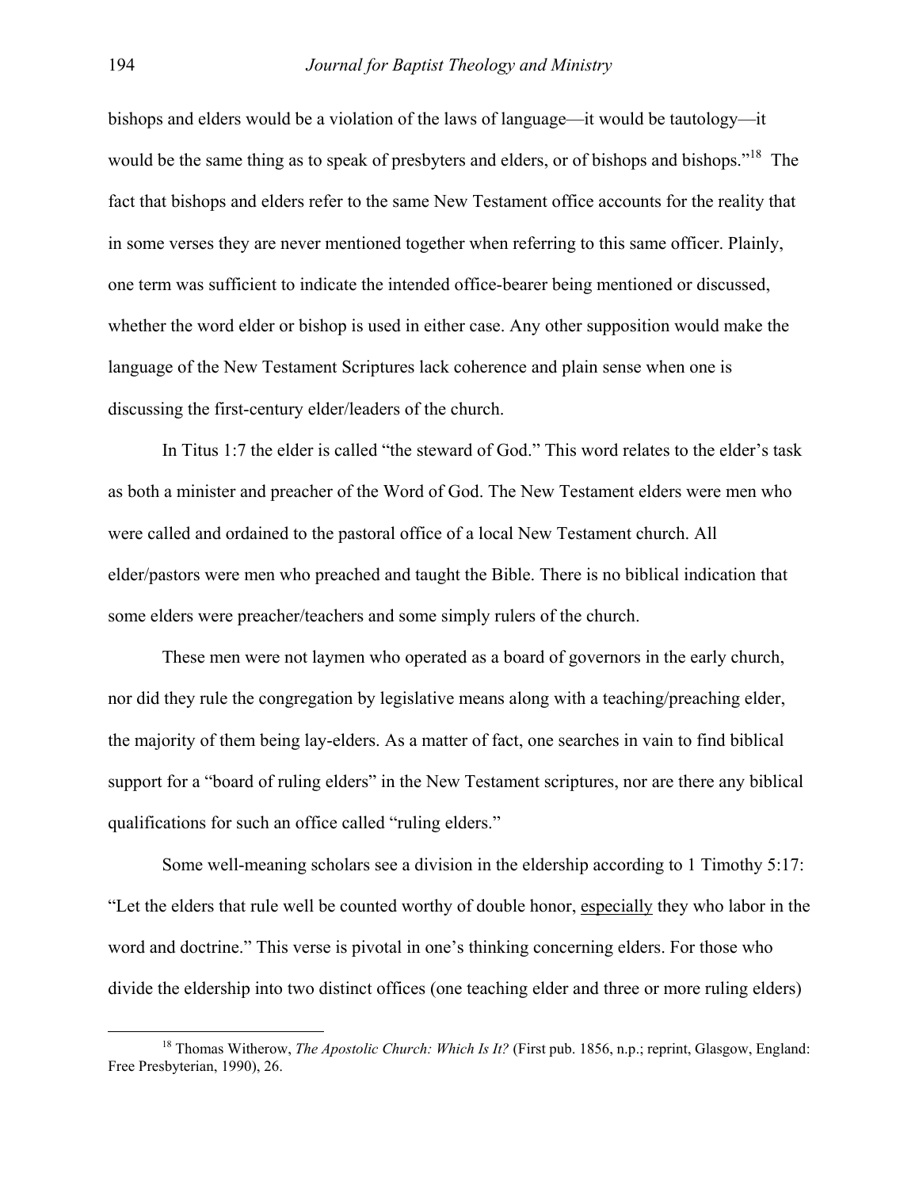bishops and elders would be a violation of the laws of language—it would be tautology—it would be the same thing as to speak of presbyters and elders, or of bishops and bishops."[18] The fact that bishops and elders refer to the same New Testament office accounts for the reality that in some verses they are never mentioned together when referring to this same officer. Plainly, one term was sufficient to indicate the intended office-bearer being mentioned or discussed, whether the word elder or bishop is used in either case. Any other supposition would make the language of the New Testament Scriptures lack coherence and plain sense when one is discussing the first-century elder/leaders of the church.

In Titus 1:7 the elder is called "the steward of God." This word relates to the elder's task as both a minister and preacher of the Word of God. The New Testament elders were men who were called and ordained to the pastoral office of a local New Testament church. All elder/pastors were men who preached and taught the Bible. There is no biblical indication that some elders were preacher/teachers and some simply rulers of the church.

These men were not laymen who operated as a board of governors in the early church, nor did they rule the congregation by legislative means along with a teaching/preaching elder, the majority of them being lay-elders. As a matter of fact, one searches in vain to find biblical support for a "board of ruling elders" in the New Testament scriptures, nor are there any biblical qualifications for such an office called "ruling elders."

Some well-meaning scholars see a division in the eldership according to 1 Timothy 5:17: "Let the elders that rule well be counted worthy of double honor, <u>especially</u> they who labor in the word and doctrine." This verse is pivotal in one's thinking concerning elders. For those who divide the eldership into two distinct offices (one teaching elder and three or more ruling elders)

[18] Thomas Witherow, *The Apostolic Church: Which Is It?* (First pub. 1856, n.p.; reprint, Glasgow, England: Free Presbyterian, 1990), 26.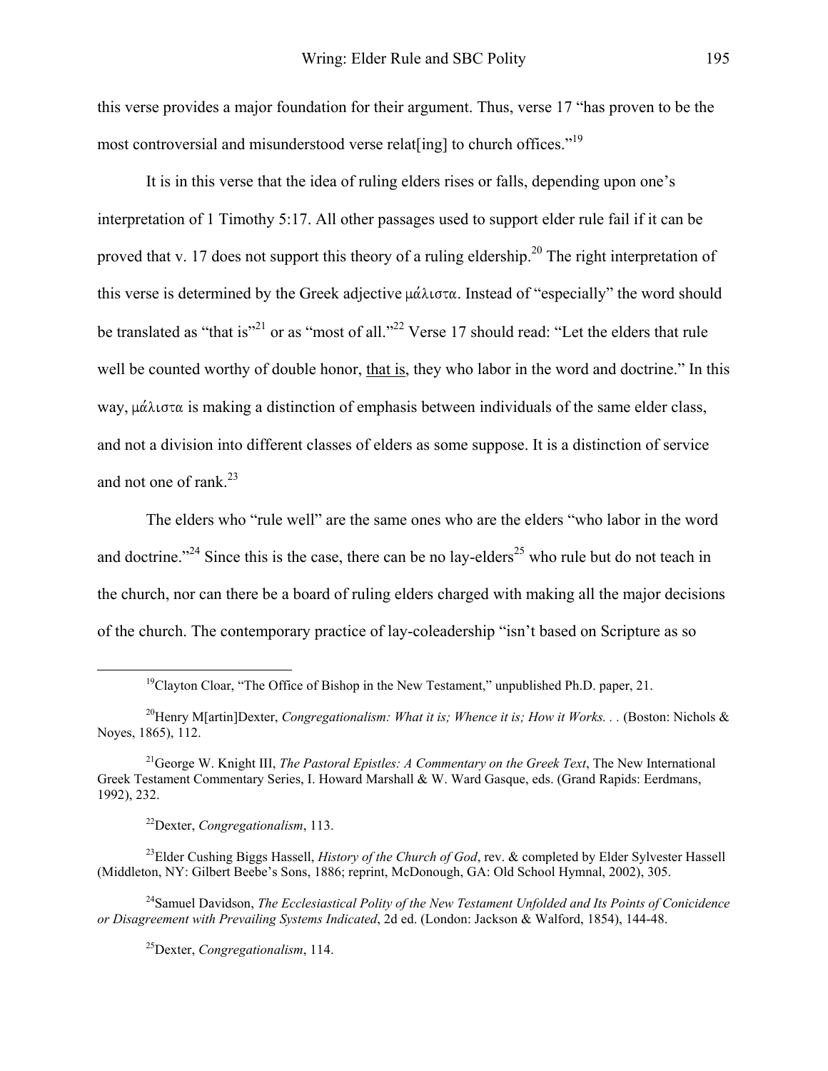this verse provides a major foundation for their argument. Thus, verse 17 "has proven to be the most controversial and misunderstood verse relat[ing] to church offices."[19]

It is in this verse that the idea of ruling elders rises or falls, depending upon one's interpretation of 1 Timothy 5:17. All other passages used to support elder rule fail if it can be proved that v. 17 does not support this theory of a ruling eldership.[20] The right interpretation of this verse is determined by the Greek adjective μάλιστα. Instead of "especially" the word should be translated as "that is"[21] or as "most of all."[22] Verse 17 should read: "Let the elders that rule well be counted worthy of double honor, <u>that is</u>, they who labor in the word and doctrine." In this way, μάλιστα is making a distinction of emphasis between individuals of the same elder class, and not a division into different classes of elders as some suppose. It is a distinction of service and not one of rank.[23]

The elders who "rule well" are the same ones who are the elders "who labor in the word and doctrine."[24] Since this is the case, there can be no lay-elders[25] who rule but do not teach in the church, nor can there be a board of ruling elders charged with making all the major decisions of the church. The contemporary practice of lay-coleadership "isn't based on Scripture as so

---

[19]Clayton Cloar, "The Office of Bishop in the New Testament," unpublished Ph.D. paper, 21.

[20]Henry M[artin]Dexter, *Congregationalism: What it is; Whence it is; How it Works. . .* (Boston: Nichols & Noyes, 1865), 112.

[21]George W. Knight III, *The Pastoral Epistles: A Commentary on the Greek Text*, The New International Greek Testament Commentary Series, I. Howard Marshall & W. Ward Gasque, eds. (Grand Rapids: Eerdmans, 1992), 232.

[22]Dexter, *Congregationalism*, 113.

[23]Elder Cushing Biggs Hassell, *History of the Church of God*, rev. & completed by Elder Sylvester Hassell (Middleton, NY: Gilbert Beebe's Sons, 1886; reprint, McDonough, GA: Old School Hymnal, 2002), 305.

[24]Samuel Davidson, *The Ecclesiastical Polity of the New Testament Unfolded and Its Points of Conicidence or Disagreement with Prevailing Systems Indicated*, 2d ed. (London: Jackson & Walford, 1854), 144-48.

[25]Dexter, *Congregationalism*, 114.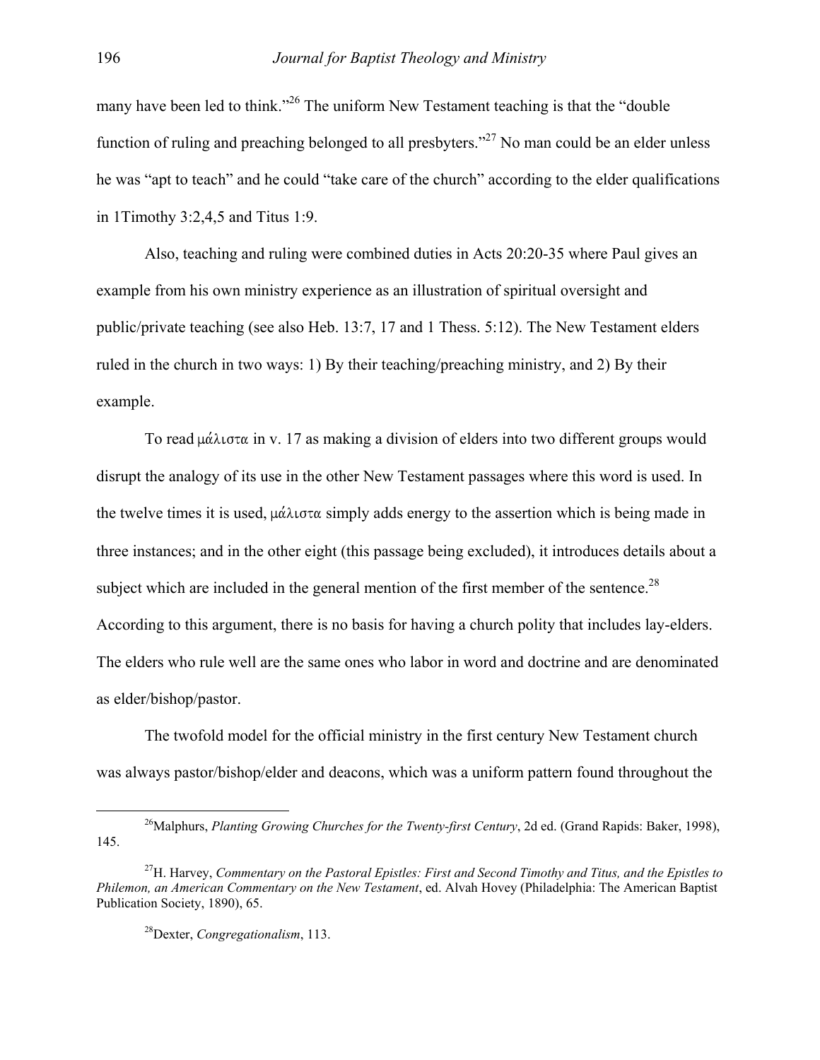many have been led to think."[26] The uniform New Testament teaching is that the "double function of ruling and preaching belonged to all presbyters."[27] No man could be an elder unless he was "apt to teach" and he could "take care of the church" according to the elder qualifications in 1Timothy 3:2,4,5 and Titus 1:9.

Also, teaching and ruling were combined duties in Acts 20:20-35 where Paul gives an example from his own ministry experience as an illustration of spiritual oversight and public/private teaching (see also Heb. 13:7, 17 and 1 Thess. 5:12). The New Testament elders ruled in the church in two ways: 1) By their teaching/preaching ministry, and 2) By their example.

To read μάλιστα in v. 17 as making a division of elders into two different groups would disrupt the analogy of its use in the other New Testament passages where this word is used. In the twelve times it is used, μάλιστα simply adds energy to the assertion which is being made in three instances; and in the other eight (this passage being excluded), it introduces details about a subject which are included in the general mention of the first member of the sentence.[28] According to this argument, there is no basis for having a church polity that includes lay-elders. The elders who rule well are the same ones who labor in word and doctrine and are denominated as elder/bishop/pastor.

The twofold model for the official ministry in the first century New Testament church was always pastor/bishop/elder and deacons, which was a uniform pattern found throughout the

---

[26]Malphurs, *Planting Growing Churches for the Twenty-first Century*, 2d ed. (Grand Rapids: Baker, 1998), 145.

[27]H. Harvey, *Commentary on the Pastoral Epistles: First and Second Timothy and Titus, and the Epistles to Philemon, an American Commentary on the New Testament*, ed. Alvah Hovey (Philadelphia: The American Baptist Publication Society, 1890), 65.

[28]Dexter, *Congregationalism*, 113.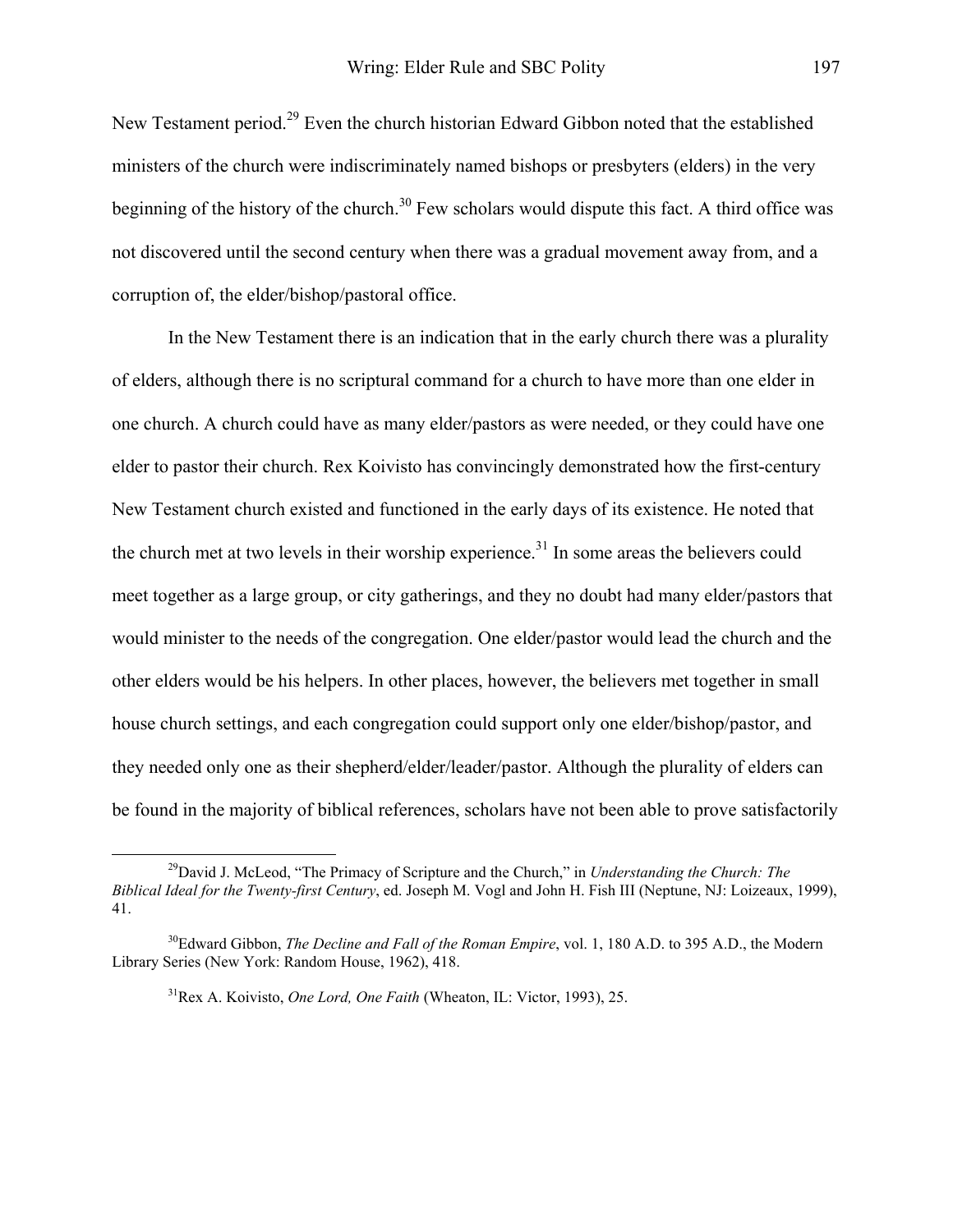New Testament period.[29] Even the church historian Edward Gibbon noted that the established ministers of the church were indiscriminately named bishops or presbyters (elders) in the very beginning of the history of the church.[30] Few scholars would dispute this fact. A third office was not discovered until the second century when there was a gradual movement away from, and a corruption of, the elder/bishop/pastoral office.

In the New Testament there is an indication that in the early church there was a plurality of elders, although there is no scriptural command for a church to have more than one elder in one church. A church could have as many elder/pastors as were needed, or they could have one elder to pastor their church. Rex Koivisto has convincingly demonstrated how the first-century New Testament church existed and functioned in the early days of its existence. He noted that the church met at two levels in their worship experience.[31] In some areas the believers could meet together as a large group, or city gatherings, and they no doubt had many elder/pastors that would minister to the needs of the congregation. One elder/pastor would lead the church and the other elders would be his helpers. In other places, however, the believers met together in small house church settings, and each congregation could support only one elder/bishop/pastor, and they needed only one as their shepherd/elder/leader/pastor. Although the plurality of elders can be found in the majority of biblical references, scholars have not been able to prove satisfactorily

---

[29] David J. McLeod, "The Primacy of Scripture and the Church," in *Understanding the Church: The Biblical Ideal for the Twenty-first Century*, ed. Joseph M. Vogl and John H. Fish III (Neptune, NJ: Loizeaux, 1999), 41.

[30] Edward Gibbon, *The Decline and Fall of the Roman Empire*, vol. 1, 180 A.D. to 395 A.D., the Modern Library Series (New York: Random House, 1962), 418.

[31] Rex A. Koivisto, *One Lord, One Faith* (Wheaton, IL: Victor, 1993), 25.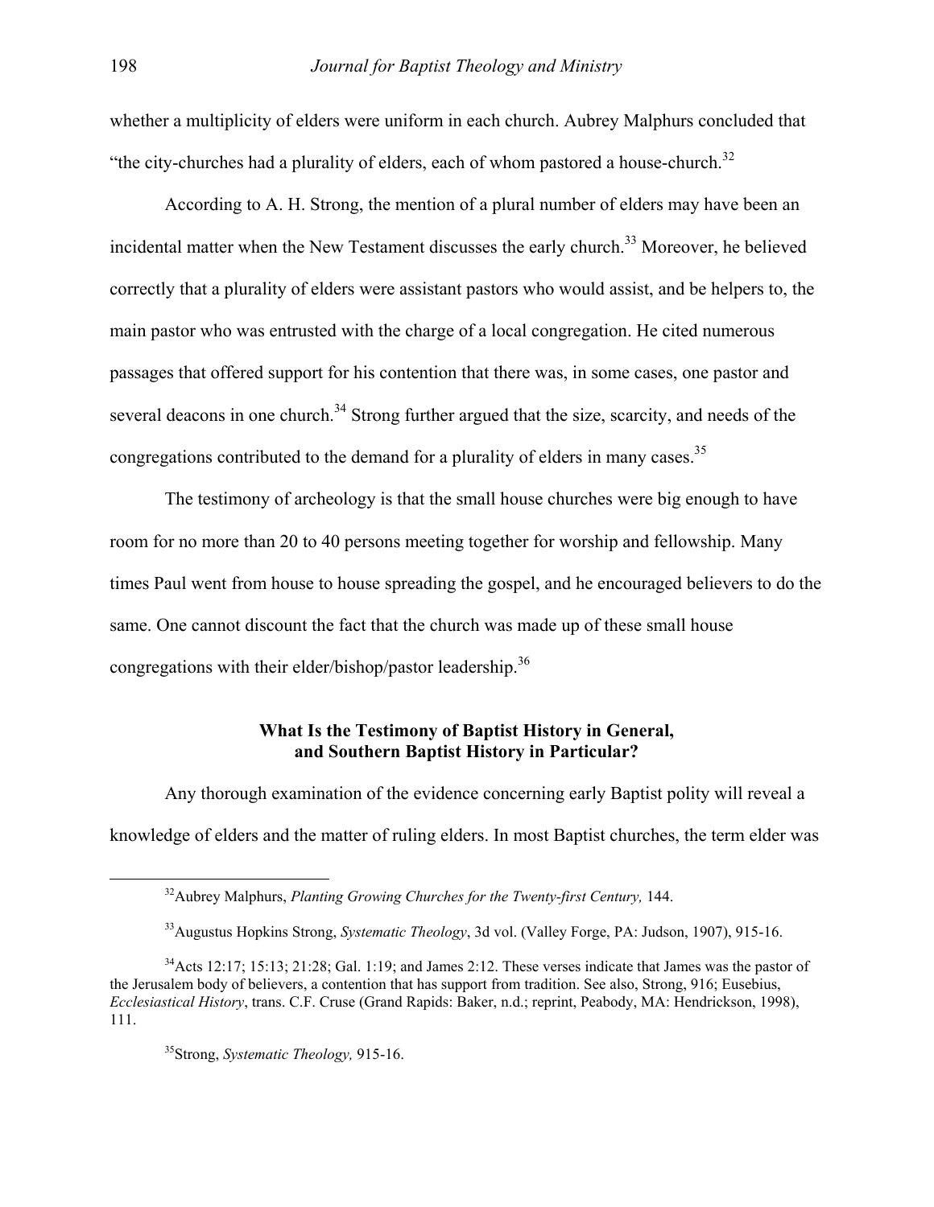whether a multiplicity of elders were uniform in each church. Aubrey Malphurs concluded that "the city-churches had a plurality of elders, each of whom pastored a house-church.[32]

According to A. H. Strong, the mention of a plural number of elders may have been an incidental matter when the New Testament discusses the early church.[33] Moreover, he believed correctly that a plurality of elders were assistant pastors who would assist, and be helpers to, the main pastor who was entrusted with the charge of a local congregation. He cited numerous passages that offered support for his contention that there was, in some cases, one pastor and several deacons in one church.[34] Strong further argued that the size, scarcity, and needs of the congregations contributed to the demand for a plurality of elders in many cases.[35]

The testimony of archeology is that the small house churches were big enough to have room for no more than 20 to 40 persons meeting together for worship and fellowship. Many times Paul went from house to house spreading the gospel, and he encouraged believers to do the same. One cannot discount the fact that the church was made up of these small house congregations with their elder/bishop/pastor leadership.[36]

### What Is the Testimony of Baptist History in General, and Southern Baptist History in Particular?

Any thorough examination of the evidence concerning early Baptist polity will reveal a knowledge of elders and the matter of ruling elders. In most Baptist churches, the term elder was

---

[32] Aubrey Malphurs, *Planting Growing Churches for the Twenty-first Century,* 144.

[33] Augustus Hopkins Strong, *Systematic Theology*, 3d vol. (Valley Forge, PA: Judson, 1907), 915-16.

[34] Acts 12:17; 15:13; 21:28; Gal. 1:19; and James 2:12. These verses indicate that James was the pastor of the Jerusalem body of believers, a contention that has support from tradition. See also, Strong, 916; Eusebius, *Ecclesiastical History*, trans. C.F. Cruse (Grand Rapids: Baker, n.d.; reprint, Peabody, MA: Hendrickson, 1998), 111.

[35] Strong, *Systematic Theology,* 915-16.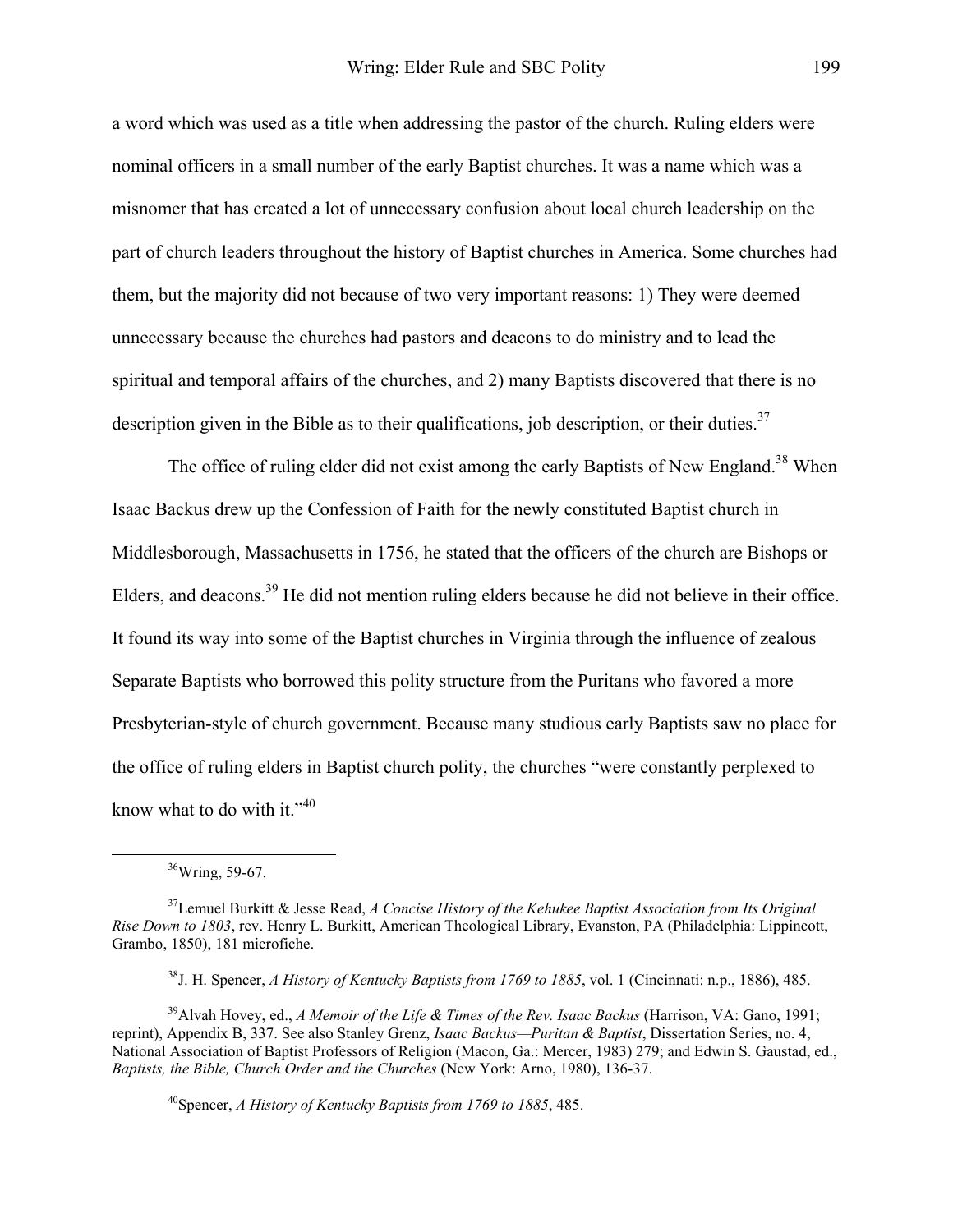a word which was used as a title when addressing the pastor of the church. Ruling elders were nominal officers in a small number of the early Baptist churches. It was a name which was a misnomer that has created a lot of unnecessary confusion about local church leadership on the part of church leaders throughout the history of Baptist churches in America. Some churches had them, but the majority did not because of two very important reasons: 1) They were deemed unnecessary because the churches had pastors and deacons to do ministry and to lead the spiritual and temporal affairs of the churches, and 2) many Baptists discovered that there is no description given in the Bible as to their qualifications, job description, or their duties.[37]

The office of ruling elder did not exist among the early Baptists of New England.[38] When Isaac Backus drew up the Confession of Faith for the newly constituted Baptist church in Middlesborough, Massachusetts in 1756, he stated that the officers of the church are Bishops or Elders, and deacons.[39] He did not mention ruling elders because he did not believe in their office. It found its way into some of the Baptist churches in Virginia through the influence of zealous Separate Baptists who borrowed this polity structure from the Puritans who favored a more Presbyterian-style of church government. Because many studious early Baptists saw no place for the office of ruling elders in Baptist church polity, the churches "were constantly perplexed to know what to do with it."[40]

---

[36]Wring, 59-67.

[37]Lemuel Burkitt & Jesse Read, *A Concise History of the Kehukee Baptist Association from Its Original Rise Down to 1803*, rev. Henry L. Burkitt, American Theological Library, Evanston, PA (Philadelphia: Lippincott, Grambo, 1850), 181 microfiche.

[38]J. H. Spencer, *A History of Kentucky Baptists from 1769 to 1885*, vol. 1 (Cincinnati: n.p., 1886), 485.

[39]Alvah Hovey, ed., *A Memoir of the Life & Times of the Rev. Isaac Backus* (Harrison, VA: Gano, 1991; reprint), Appendix B, 337. See also Stanley Grenz, *Isaac Backus—Puritan & Baptist*, Dissertation Series, no. 4, National Association of Baptist Professors of Religion (Macon, Ga.: Mercer, 1983) 279; and Edwin S. Gaustad, ed., *Baptists, the Bible, Church Order and the Churches* (New York: Arno, 1980), 136-37.

[40]Spencer, *A History of Kentucky Baptists from 1769 to 1885*, 485.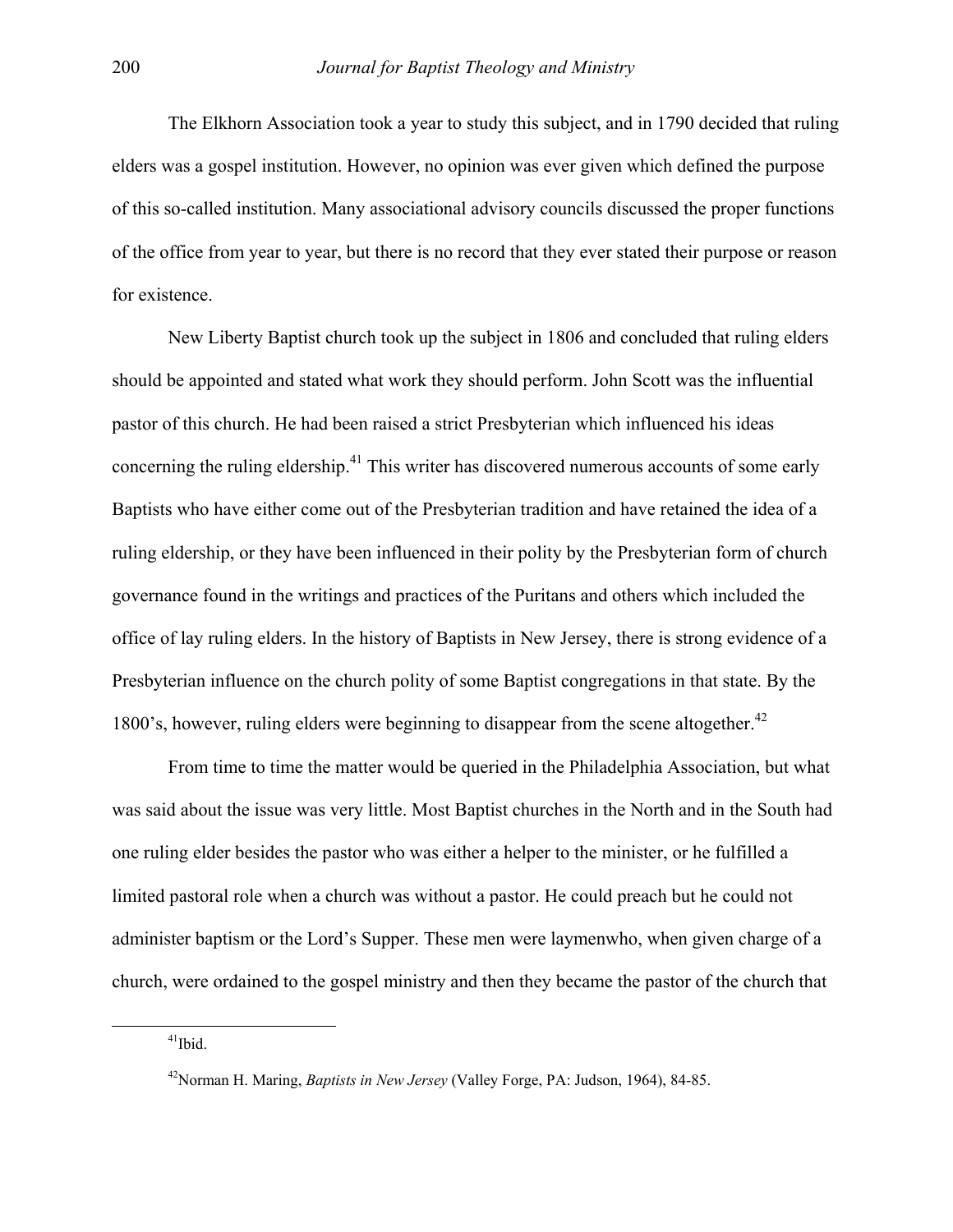The Elkhorn Association took a year to study this subject, and in 1790 decided that ruling elders was a gospel institution. However, no opinion was ever given which defined the purpose of this so-called institution. Many associational advisory councils discussed the proper functions of the office from year to year, but there is no record that they ever stated their purpose or reason for existence.

New Liberty Baptist church took up the subject in 1806 and concluded that ruling elders should be appointed and stated what work they should perform. John Scott was the influential pastor of this church. He had been raised a strict Presbyterian which influenced his ideas concerning the ruling eldership.[41] This writer has discovered numerous accounts of some early Baptists who have either come out of the Presbyterian tradition and have retained the idea of a ruling eldership, or they have been influenced in their polity by the Presbyterian form of church governance found in the writings and practices of the Puritans and others which included the office of lay ruling elders. In the history of Baptists in New Jersey, there is strong evidence of a Presbyterian influence on the church polity of some Baptist congregations in that state. By the 1800's, however, ruling elders were beginning to disappear from the scene altogether.[42]

From time to time the matter would be queried in the Philadelphia Association, but what was said about the issue was very little. Most Baptist churches in the North and in the South had one ruling elder besides the pastor who was either a helper to the minister, or he fulfilled a limited pastoral role when a church was without a pastor. He could preach but he could not administer baptism or the Lord's Supper. These men were laymenwho, when given charge of a church, were ordained to the gospel ministry and then they became the pastor of the church that

---

[41]Ibid.

[42]Norman H. Maring, *Baptists in New Jersey* (Valley Forge, PA: Judson, 1964), 84-85.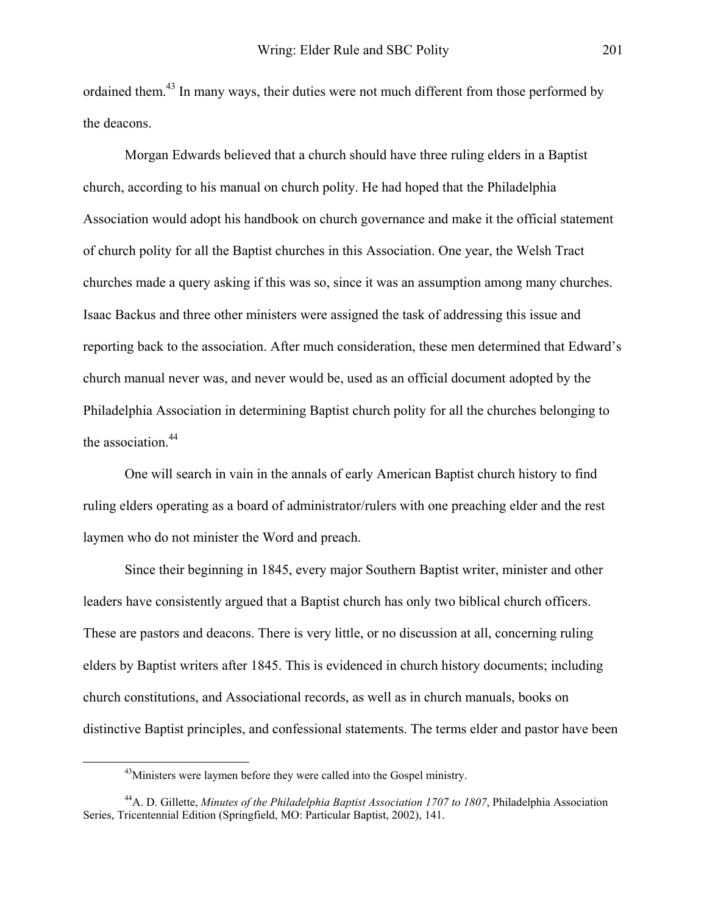ordained them.[43] In many ways, their duties were not much different from those performed by the deacons.

Morgan Edwards believed that a church should have three ruling elders in a Baptist church, according to his manual on church polity. He had hoped that the Philadelphia Association would adopt his handbook on church governance and make it the official statement of church polity for all the Baptist churches in this Association. One year, the Welsh Tract churches made a query asking if this was so, since it was an assumption among many churches. Isaac Backus and three other ministers were assigned the task of addressing this issue and reporting back to the association. After much consideration, these men determined that Edward's church manual never was, and never would be, used as an official document adopted by the Philadelphia Association in determining Baptist church polity for all the churches belonging to the association.[44]

One will search in vain in the annals of early American Baptist church history to find ruling elders operating as a board of administrator/rulers with one preaching elder and the rest laymen who do not minister the Word and preach.

Since their beginning in 1845, every major Southern Baptist writer, minister and other leaders have consistently argued that a Baptist church has only two biblical church officers. These are pastors and deacons. There is very little, or no discussion at all, concerning ruling elders by Baptist writers after 1845. This is evidenced in church history documents; including church constitutions, and Associational records, as well as in church manuals, books on distinctive Baptist principles, and confessional statements. The terms elder and pastor have been

---

[43]Ministers were laymen before they were called into the Gospel ministry.

[44]A. D. Gillette, *Minutes of the Philadelphia Baptist Association 1707 to 1807*, Philadelphia Association Series, Tricentennial Edition (Springfield, MO: Particular Baptist, 2002), 141.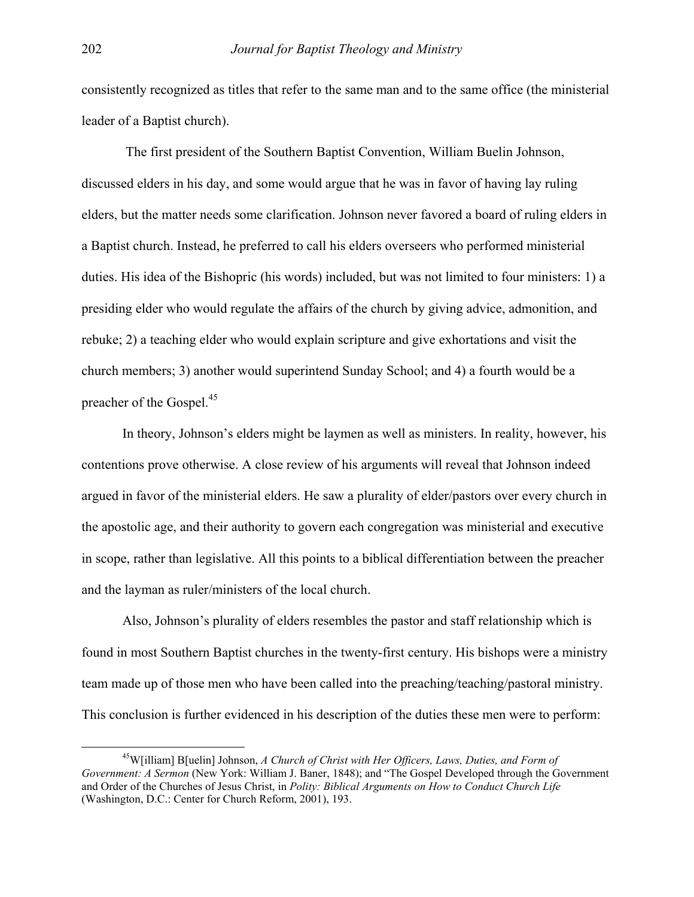consistently recognized as titles that refer to the same man and to the same office (the ministerial leader of a Baptist church).

The first president of the Southern Baptist Convention, William Buelin Johnson, discussed elders in his day, and some would argue that he was in favor of having lay ruling elders, but the matter needs some clarification. Johnson never favored a board of ruling elders in a Baptist church. Instead, he preferred to call his elders overseers who performed ministerial duties. His idea of the Bishopric (his words) included, but was not limited to four ministers: 1) a presiding elder who would regulate the affairs of the church by giving advice, admonition, and rebuke; 2) a teaching elder who would explain scripture and give exhortations and visit the church members; 3) another would superintend Sunday School; and 4) a fourth would be a preacher of the Gospel.[45]

In theory, Johnson's elders might be laymen as well as ministers. In reality, however, his contentions prove otherwise. A close review of his arguments will reveal that Johnson indeed argued in favor of the ministerial elders. He saw a plurality of elder/pastors over every church in the apostolic age, and their authority to govern each congregation was ministerial and executive in scope, rather than legislative. All this points to a biblical differentiation between the preacher and the layman as ruler/ministers of the local church.

Also, Johnson's plurality of elders resembles the pastor and staff relationship which is found in most Southern Baptist churches in the twenty-first century. His bishops were a ministry team made up of those men who have been called into the preaching/teaching/pastoral ministry. This conclusion is further evidenced in his description of the duties these men were to perform:

[45]W[illiam] B[uelin] Johnson, *A Church of Christ with Her Officers, Laws, Duties, and Form of Government: A Sermon* (New York: William J. Baner, 1848); and "The Gospel Developed through the Government and Order of the Churches of Jesus Christ, in *Polity: Biblical Arguments on How to Conduct Church Life* (Washington, D.C.: Center for Church Reform, 2001), 193.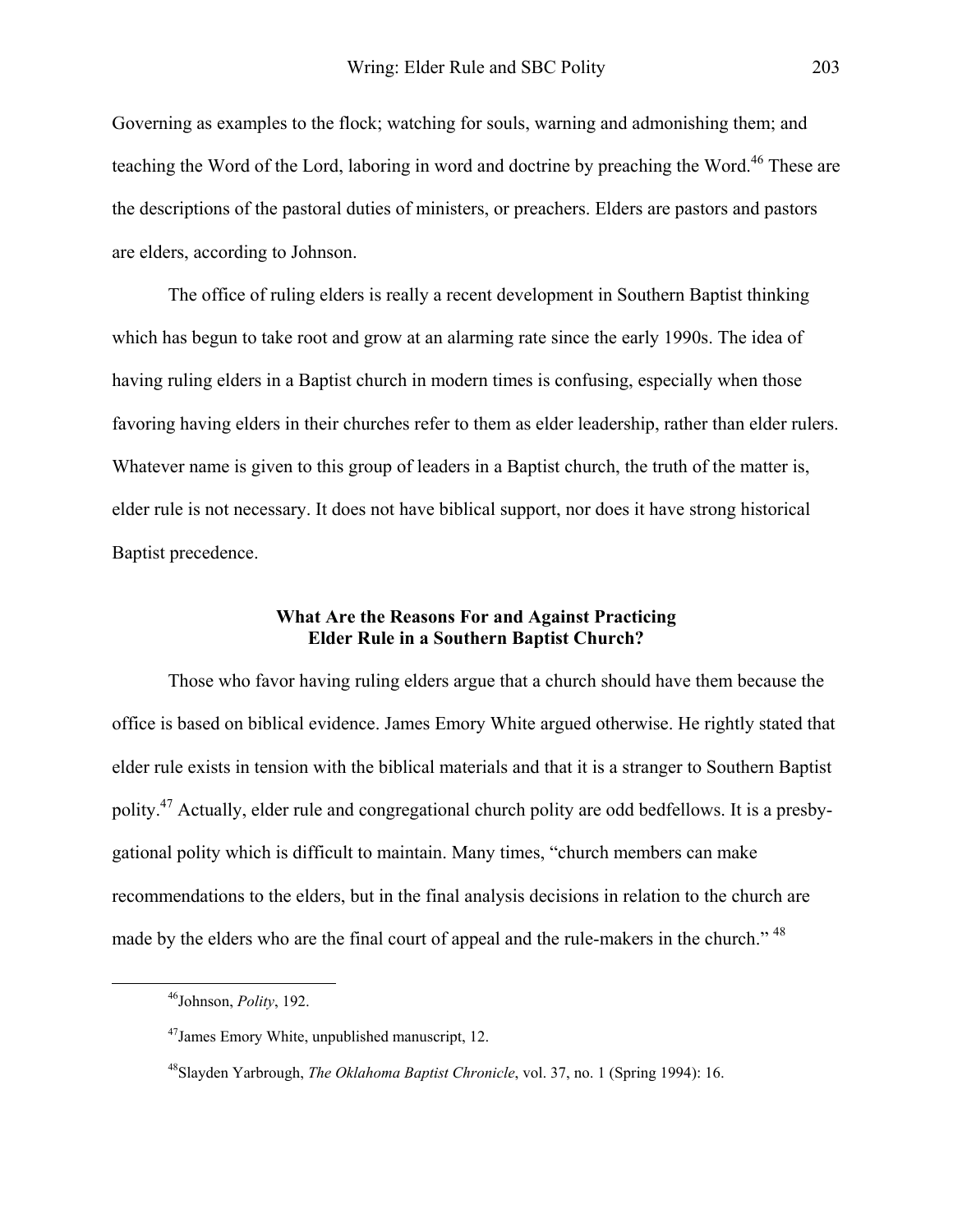Governing as examples to the flock; watching for souls, warning and admonishing them; and teaching the Word of the Lord, laboring in word and doctrine by preaching the Word.[46] These are the descriptions of the pastoral duties of ministers, or preachers. Elders are pastors and pastors are elders, according to Johnson.

The office of ruling elders is really a recent development in Southern Baptist thinking which has begun to take root and grow at an alarming rate since the early 1990s. The idea of having ruling elders in a Baptist church in modern times is confusing, especially when those favoring having elders in their churches refer to them as elder leadership, rather than elder rulers. Whatever name is given to this group of leaders in a Baptist church, the truth of the matter is, elder rule is not necessary. It does not have biblical support, nor does it have strong historical Baptist precedence.

### What Are the Reasons For and Against Practicing Elder Rule in a Southern Baptist Church?

Those who favor having ruling elders argue that a church should have them because the office is based on biblical evidence. James Emory White argued otherwise. He rightly stated that elder rule exists in tension with the biblical materials and that it is a stranger to Southern Baptist polity.[47] Actually, elder rule and congregational church polity are odd bedfellows. It is a presby-gational polity which is difficult to maintain. Many times, "church members can make recommendations to the elders, but in the final analysis decisions in relation to the church are made by the elders who are the final court of appeal and the rule-makers in the church." [48]

---

[46]Johnson, *Polity*, 192.

[47]James Emory White, unpublished manuscript, 12.

[48]Slayden Yarbrough, *The Oklahoma Baptist Chronicle*, vol. 37, no. 1 (Spring 1994): 16.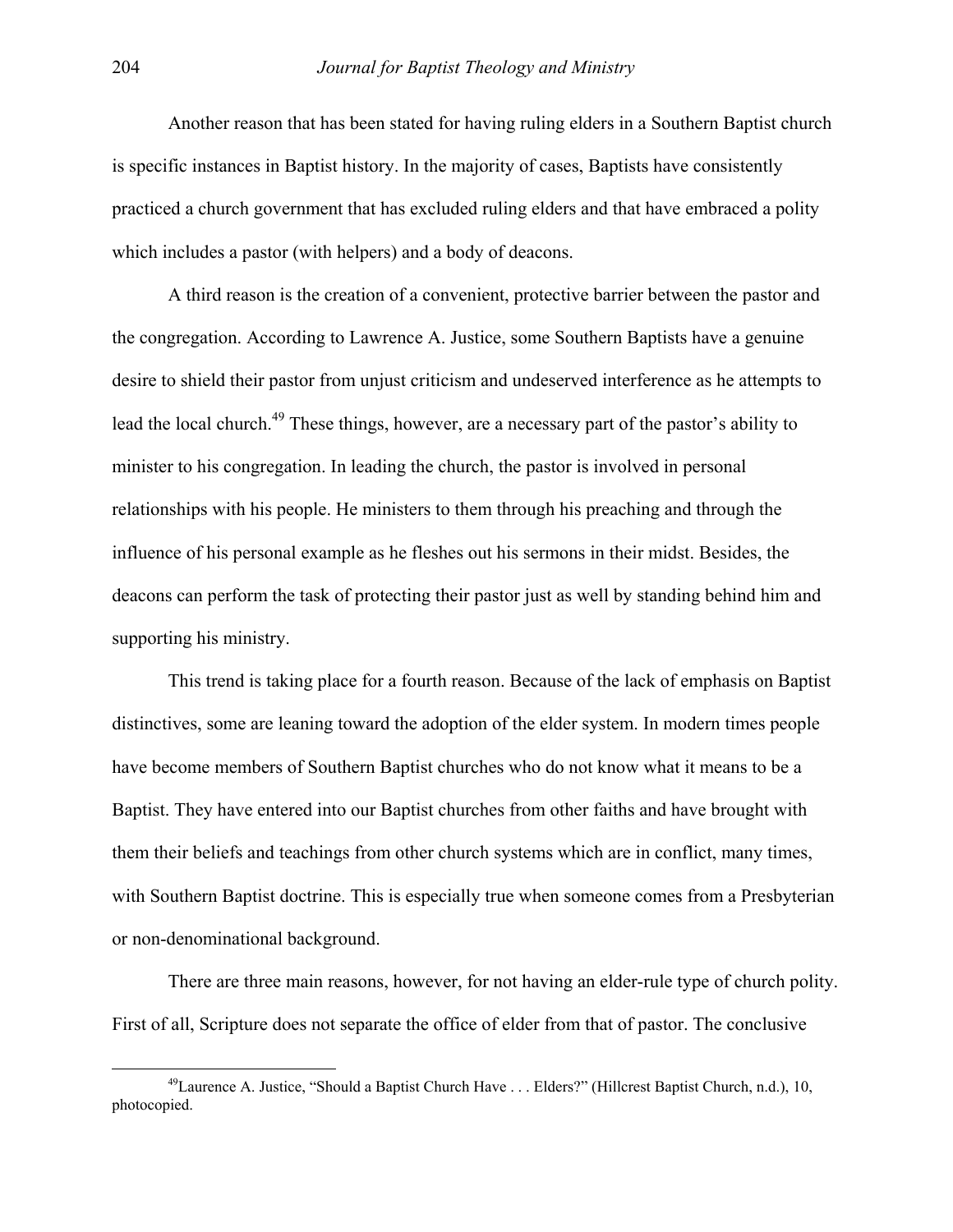Another reason that has been stated for having ruling elders in a Southern Baptist church is specific instances in Baptist history. In the majority of cases, Baptists have consistently practiced a church government that has excluded ruling elders and that have embraced a polity which includes a pastor (with helpers) and a body of deacons.

A third reason is the creation of a convenient, protective barrier between the pastor and the congregation. According to Lawrence A. Justice, some Southern Baptists have a genuine desire to shield their pastor from unjust criticism and undeserved interference as he attempts to lead the local church.[49] These things, however, are a necessary part of the pastor's ability to minister to his congregation. In leading the church, the pastor is involved in personal relationships with his people. He ministers to them through his preaching and through the influence of his personal example as he fleshes out his sermons in their midst. Besides, the deacons can perform the task of protecting their pastor just as well by standing behind him and supporting his ministry.

This trend is taking place for a fourth reason. Because of the lack of emphasis on Baptist distinctives, some are leaning toward the adoption of the elder system. In modern times people have become members of Southern Baptist churches who do not know what it means to be a Baptist. They have entered into our Baptist churches from other faiths and have brought with them their beliefs and teachings from other church systems which are in conflict, many times, with Southern Baptist doctrine. This is especially true when someone comes from a Presbyterian or non-denominational background.

There are three main reasons, however, for not having an elder-rule type of church polity. First of all, Scripture does not separate the office of elder from that of pastor. The conclusive

---

[49] Laurence A. Justice, "Should a Baptist Church Have . . . Elders?" (Hillcrest Baptist Church, n.d.), 10, photocopied.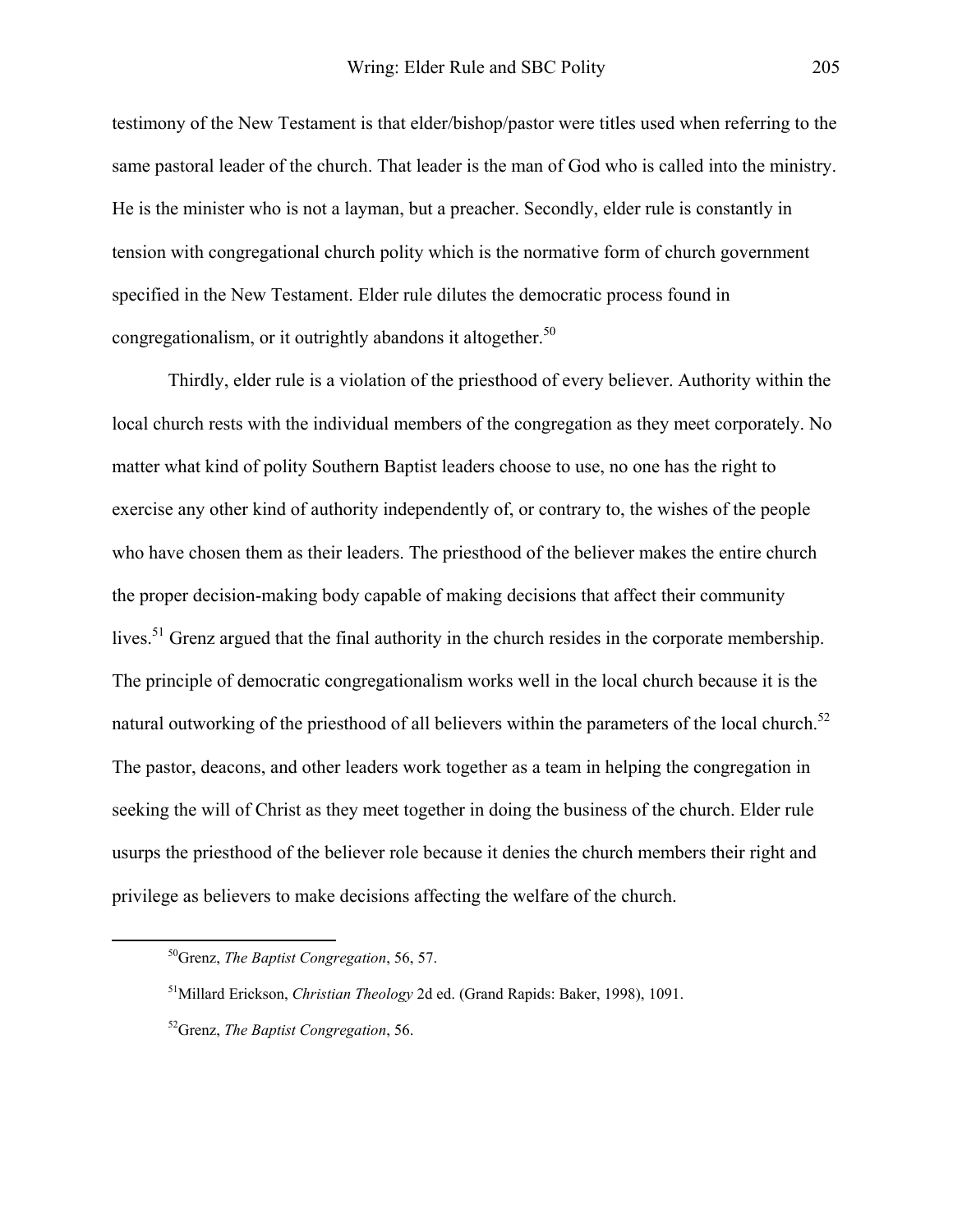testimony of the New Testament is that elder/bishop/pastor were titles used when referring to the same pastoral leader of the church. That leader is the man of God who is called into the ministry. He is the minister who is not a layman, but a preacher. Secondly, elder rule is constantly in tension with congregational church polity which is the normative form of church government specified in the New Testament. Elder rule dilutes the democratic process found in congregationalism, or it outrightly abandons it altogether.[50]

Thirdly, elder rule is a violation of the priesthood of every believer. Authority within the local church rests with the individual members of the congregation as they meet corporately. No matter what kind of polity Southern Baptist leaders choose to use, no one has the right to exercise any other kind of authority independently of, or contrary to, the wishes of the people who have chosen them as their leaders. The priesthood of the believer makes the entire church the proper decision-making body capable of making decisions that affect their community lives.[51] Grenz argued that the final authority in the church resides in the corporate membership. The principle of democratic congregationalism works well in the local church because it is the natural outworking of the priesthood of all believers within the parameters of the local church.[52] The pastor, deacons, and other leaders work together as a team in helping the congregation in seeking the will of Christ as they meet together in doing the business of the church. Elder rule usurps the priesthood of the believer role because it denies the church members their right and privilege as believers to make decisions affecting the welfare of the church.

---

[50]Grenz, *The Baptist Congregation*, 56, 57.

[51]Millard Erickson, *Christian Theology* 2d ed. (Grand Rapids: Baker, 1998), 1091.

[52]Grenz, *The Baptist Congregation*, 56.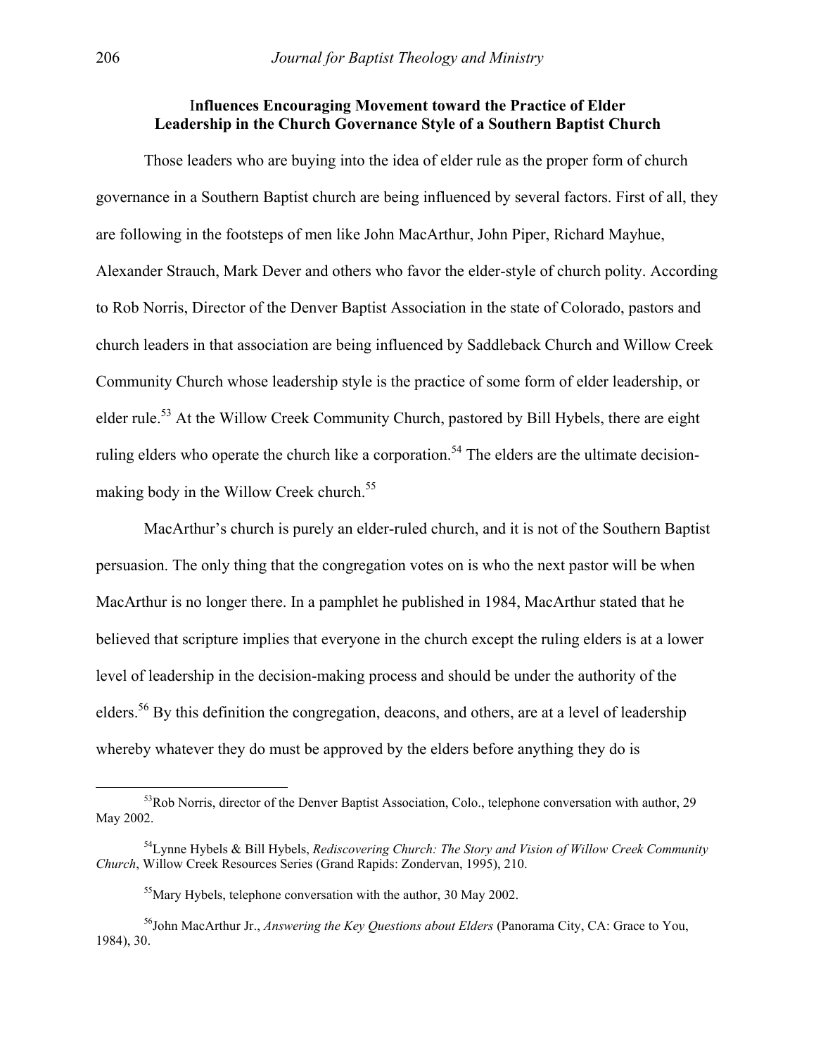## Influences Encouraging Movement toward the Practice of Elder Leadership in the Church Governance Style of a Southern Baptist Church

Those leaders who are buying into the idea of elder rule as the proper form of church governance in a Southern Baptist church are being influenced by several factors. First of all, they are following in the footsteps of men like John MacArthur, John Piper, Richard Mayhue, Alexander Strauch, Mark Dever and others who favor the elder-style of church polity. According to Rob Norris, Director of the Denver Baptist Association in the state of Colorado, pastors and church leaders in that association are being influenced by Saddleback Church and Willow Creek Community Church whose leadership style is the practice of some form of elder leadership, or elder rule.[53] At the Willow Creek Community Church, pastored by Bill Hybels, there are eight ruling elders who operate the church like a corporation.[54] The elders are the ultimate decision-making body in the Willow Creek church.[55]

MacArthur's church is purely an elder-ruled church, and it is not of the Southern Baptist persuasion. The only thing that the congregation votes on is who the next pastor will be when MacArthur is no longer there. In a pamphlet he published in 1984, MacArthur stated that he believed that scripture implies that everyone in the church except the ruling elders is at a lower level of leadership in the decision-making process and should be under the authority of the elders.[56] By this definition the congregation, deacons, and others, are at a level of leadership whereby whatever they do must be approved by the elders before anything they do is

---

[53]Rob Norris, director of the Denver Baptist Association, Colo., telephone conversation with author, 29 May 2002.

[54]Lynne Hybels & Bill Hybels, *Rediscovering Church: The Story and Vision of Willow Creek Community Church*, Willow Creek Resources Series (Grand Rapids: Zondervan, 1995), 210.

[55]Mary Hybels, telephone conversation with the author, 30 May 2002.

[56]John MacArthur Jr., *Answering the Key Questions about Elders* (Panorama City, CA: Grace to You, 1984), 30.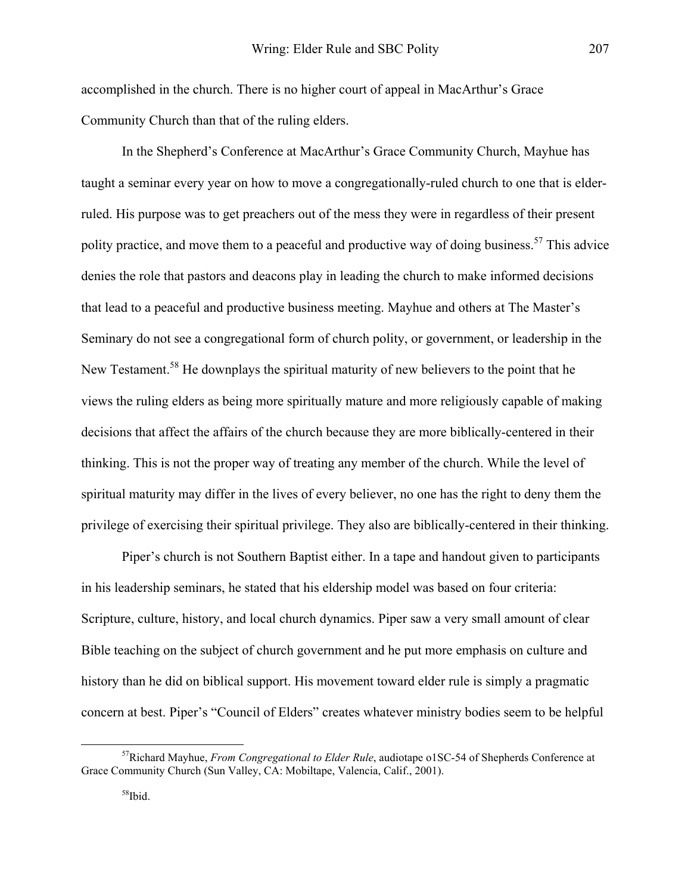accomplished in the church. There is no higher court of appeal in MacArthur's Grace Community Church than that of the ruling elders.

In the Shepherd's Conference at MacArthur's Grace Community Church, Mayhue has taught a seminar every year on how to move a congregationally-ruled church to one that is elder-ruled. His purpose was to get preachers out of the mess they were in regardless of their present polity practice, and move them to a peaceful and productive way of doing business.[57] This advice denies the role that pastors and deacons play in leading the church to make informed decisions that lead to a peaceful and productive business meeting. Mayhue and others at The Master's Seminary do not see a congregational form of church polity, or government, or leadership in the New Testament.[58] He downplays the spiritual maturity of new believers to the point that he views the ruling elders as being more spiritually mature and more religiously capable of making decisions that affect the affairs of the church because they are more biblically-centered in their thinking. This is not the proper way of treating any member of the church. While the level of spiritual maturity may differ in the lives of every believer, no one has the right to deny them the privilege of exercising their spiritual privilege. They also are biblically-centered in their thinking.

Piper's church is not Southern Baptist either. In a tape and handout given to participants in his leadership seminars, he stated that his eldership model was based on four criteria: Scripture, culture, history, and local church dynamics. Piper saw a very small amount of clear Bible teaching on the subject of church government and he put more emphasis on culture and history than he did on biblical support. His movement toward elder rule is simply a pragmatic concern at best. Piper's "Council of Elders" creates whatever ministry bodies seem to be helpful

---

[57]Richard Mayhue, *From Congregational to Elder Rule*, audiotape o1SC-54 of Shepherds Conference at Grace Community Church (Sun Valley, CA: Mobiltape, Valencia, Calif., 2001).

[58]Ibid.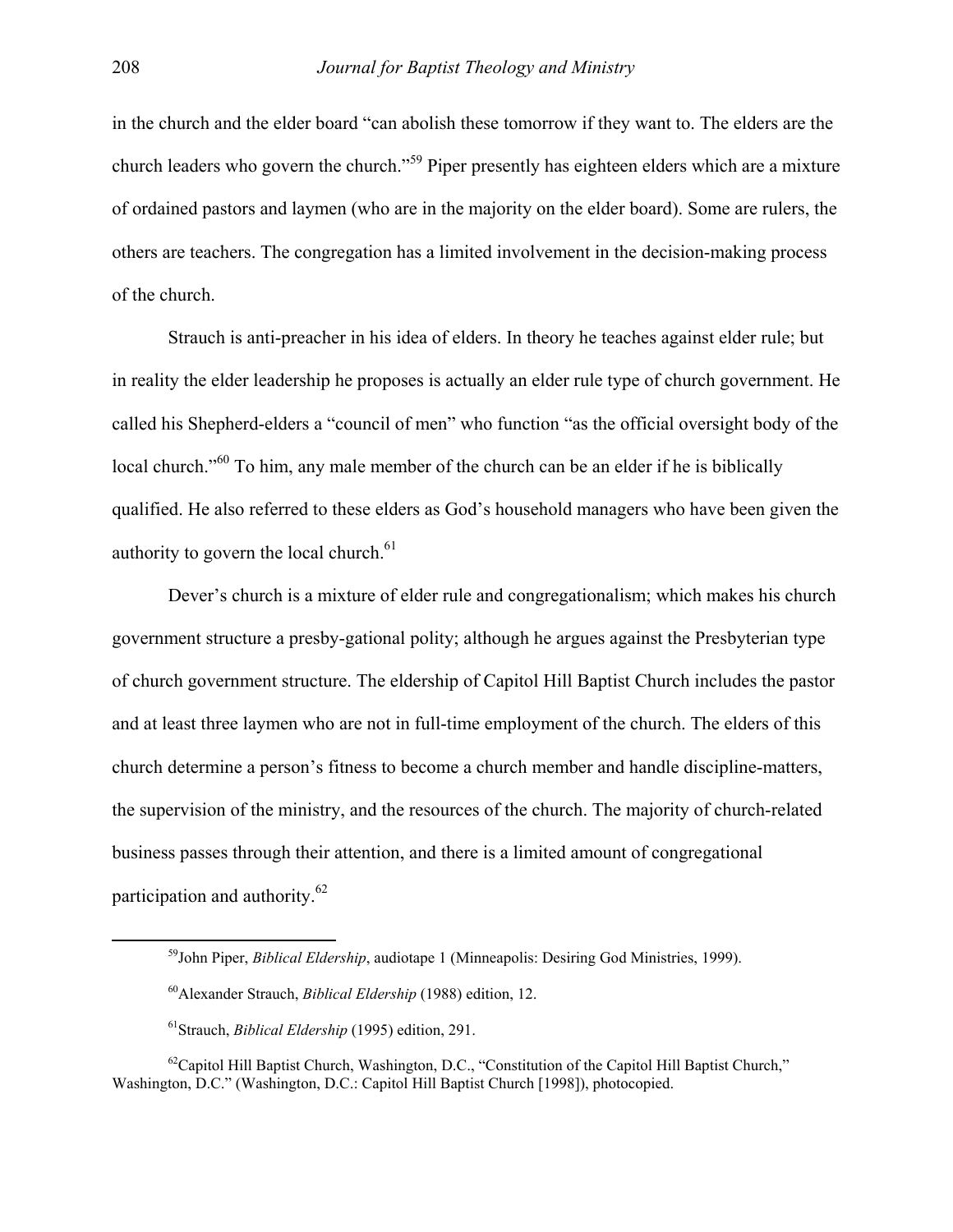in the church and the elder board "can abolish these tomorrow if they want to. The elders are the church leaders who govern the church."[59] Piper presently has eighteen elders which are a mixture of ordained pastors and laymen (who are in the majority on the elder board). Some are rulers, the others are teachers. The congregation has a limited involvement in the decision-making process of the church.

Strauch is anti-preacher in his idea of elders. In theory he teaches against elder rule; but in reality the elder leadership he proposes is actually an elder rule type of church government. He called his Shepherd-elders a "council of men" who function "as the official oversight body of the local church."[60] To him, any male member of the church can be an elder if he is biblically qualified. He also referred to these elders as God's household managers who have been given the authority to govern the local church.[61]

Dever's church is a mixture of elder rule and congregationalism; which makes his church government structure a presby-gational polity; although he argues against the Presbyterian type of church government structure. The eldership of Capitol Hill Baptist Church includes the pastor and at least three laymen who are not in full-time employment of the church. The elders of this church determine a person's fitness to become a church member and handle discipline-matters, the supervision of the ministry, and the resources of the church. The majority of church-related business passes through their attention, and there is a limited amount of congregational participation and authority.[62]

---

[59]John Piper, *Biblical Eldership*, audiotape 1 (Minneapolis: Desiring God Ministries, 1999).

[60]Alexander Strauch, *Biblical Eldership* (1988) edition, 12.

[61]Strauch, *Biblical Eldership* (1995) edition, 291.

[62]Capitol Hill Baptist Church, Washington, D.C., "Constitution of the Capitol Hill Baptist Church," Washington, D.C." (Washington, D.C.: Capitol Hill Baptist Church [1998]), photocopied.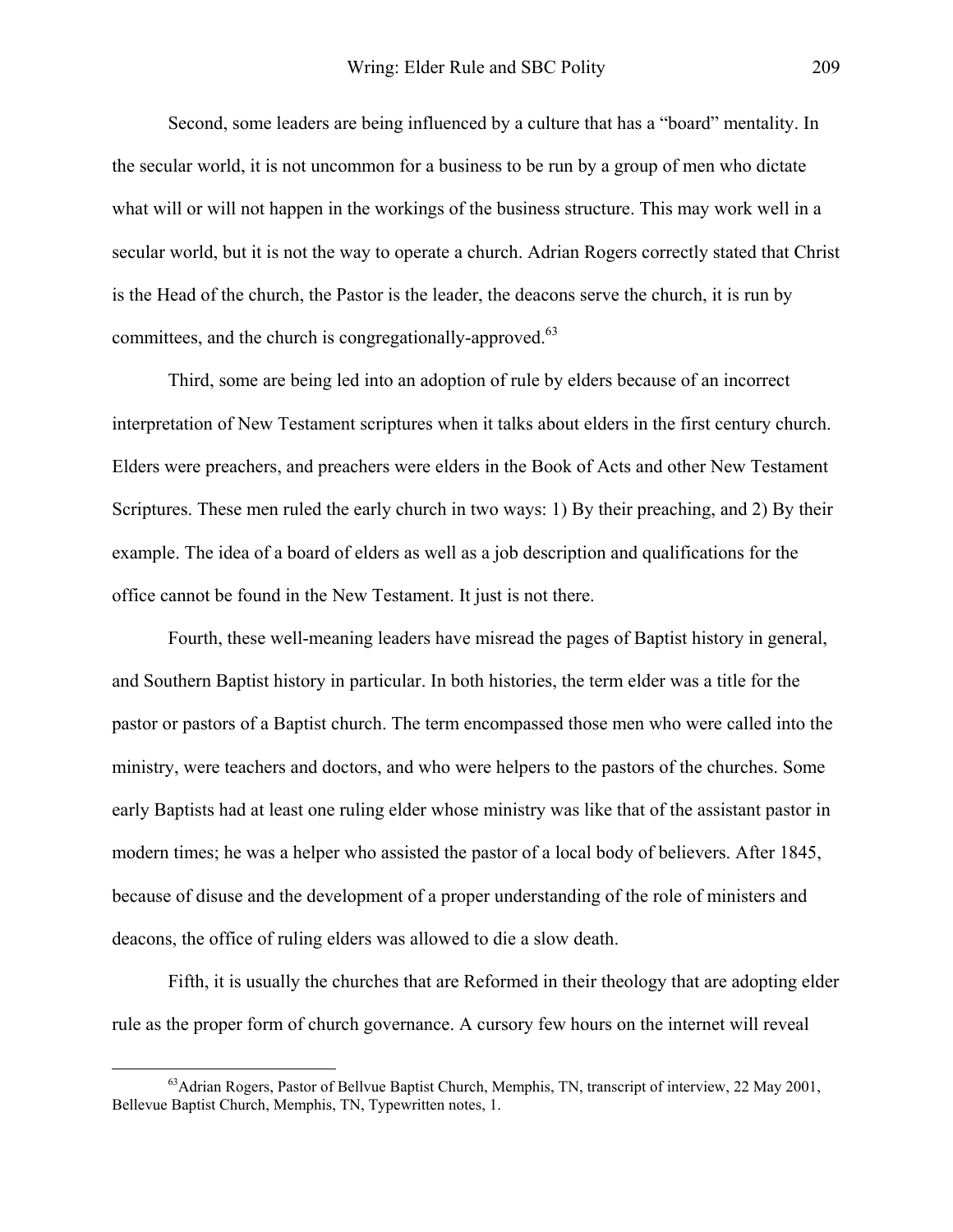Second, some leaders are being influenced by a culture that has a "board" mentality. In the secular world, it is not uncommon for a business to be run by a group of men who dictate what will or will not happen in the workings of the business structure. This may work well in a secular world, but it is not the way to operate a church. Adrian Rogers correctly stated that Christ is the Head of the church, the Pastor is the leader, the deacons serve the church, it is run by committees, and the church is congregationally-approved.[63]

Third, some are being led into an adoption of rule by elders because of an incorrect interpretation of New Testament scriptures when it talks about elders in the first century church. Elders were preachers, and preachers were elders in the Book of Acts and other New Testament Scriptures. These men ruled the early church in two ways: 1) By their preaching, and 2) By their example. The idea of a board of elders as well as a job description and qualifications for the office cannot be found in the New Testament. It just is not there.

Fourth, these well-meaning leaders have misread the pages of Baptist history in general, and Southern Baptist history in particular. In both histories, the term elder was a title for the pastor or pastors of a Baptist church. The term encompassed those men who were called into the ministry, were teachers and doctors, and who were helpers to the pastors of the churches. Some early Baptists had at least one ruling elder whose ministry was like that of the assistant pastor in modern times; he was a helper who assisted the pastor of a local body of believers. After 1845, because of disuse and the development of a proper understanding of the role of ministers and deacons, the office of ruling elders was allowed to die a slow death.

Fifth, it is usually the churches that are Reformed in their theology that are adopting elder rule as the proper form of church governance. A cursory few hours on the internet will reveal

---

[63]Adrian Rogers, Pastor of Bellvue Baptist Church, Memphis, TN, transcript of interview, 22 May 2001, Bellevue Baptist Church, Memphis, TN, Typewritten notes, 1.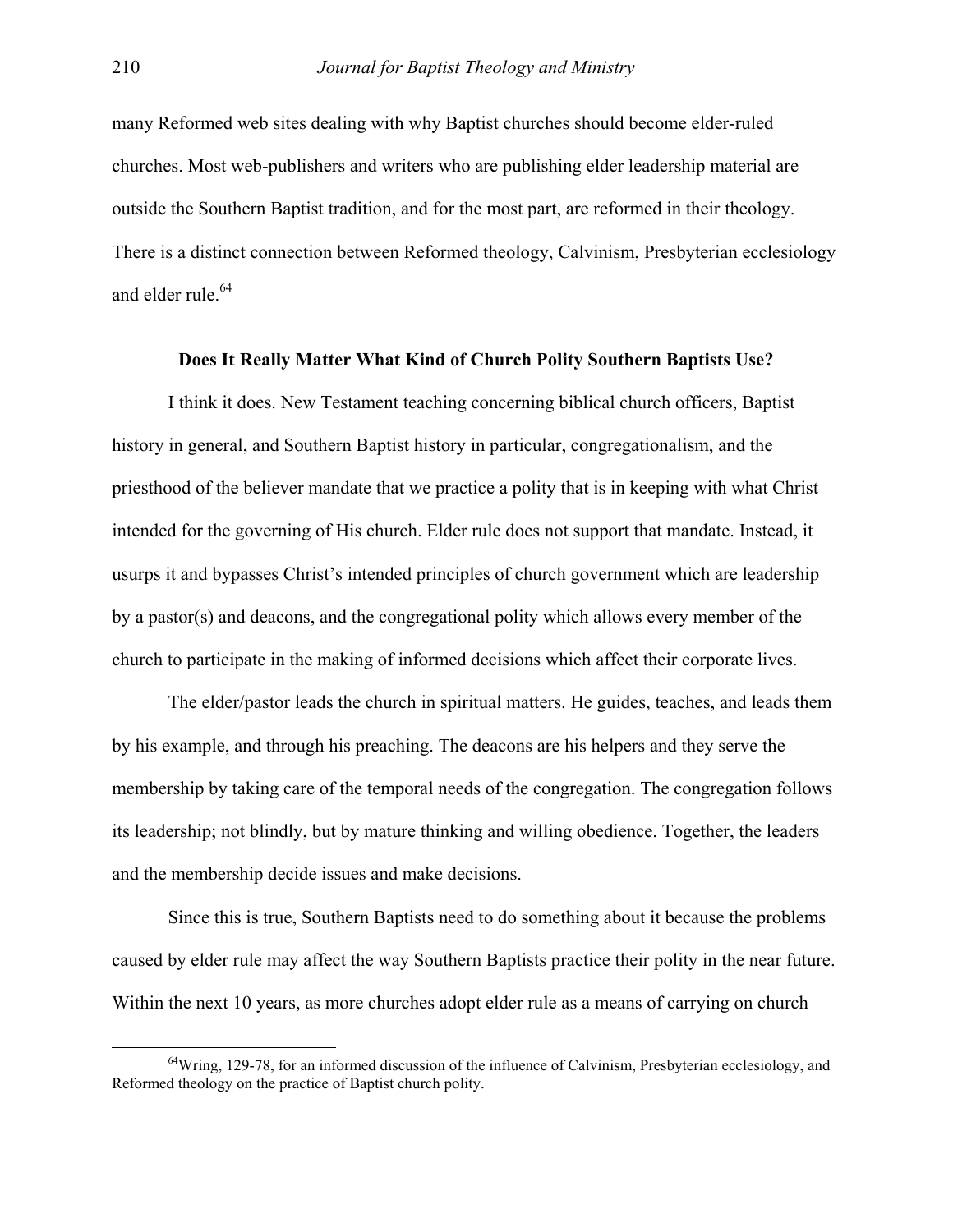many Reformed web sites dealing with why Baptist churches should become elder-ruled churches. Most web-publishers and writers who are publishing elder leadership material are outside the Southern Baptist tradition, and for the most part, are reformed in their theology. There is a distinct connection between Reformed theology, Calvinism, Presbyterian ecclesiology and elder rule.[64]

## Does It Really Matter What Kind of Church Polity Southern Baptists Use?

I think it does. New Testament teaching concerning biblical church officers, Baptist history in general, and Southern Baptist history in particular, congregationalism, and the priesthood of the believer mandate that we practice a polity that is in keeping with what Christ intended for the governing of His church. Elder rule does not support that mandate. Instead, it usurps it and bypasses Christ's intended principles of church government which are leadership by a pastor(s) and deacons, and the congregational polity which allows every member of the church to participate in the making of informed decisions which affect their corporate lives.

The elder/pastor leads the church in spiritual matters. He guides, teaches, and leads them by his example, and through his preaching. The deacons are his helpers and they serve the membership by taking care of the temporal needs of the congregation. The congregation follows its leadership; not blindly, but by mature thinking and willing obedience. Together, the leaders and the membership decide issues and make decisions.

Since this is true, Southern Baptists need to do something about it because the problems caused by elder rule may affect the way Southern Baptists practice their polity in the near future. Within the next 10 years, as more churches adopt elder rule as a means of carrying on church

---

[64]Wring, 129-78, for an informed discussion of the influence of Calvinism, Presbyterian ecclesiology, and Reformed theology on the practice of Baptist church polity.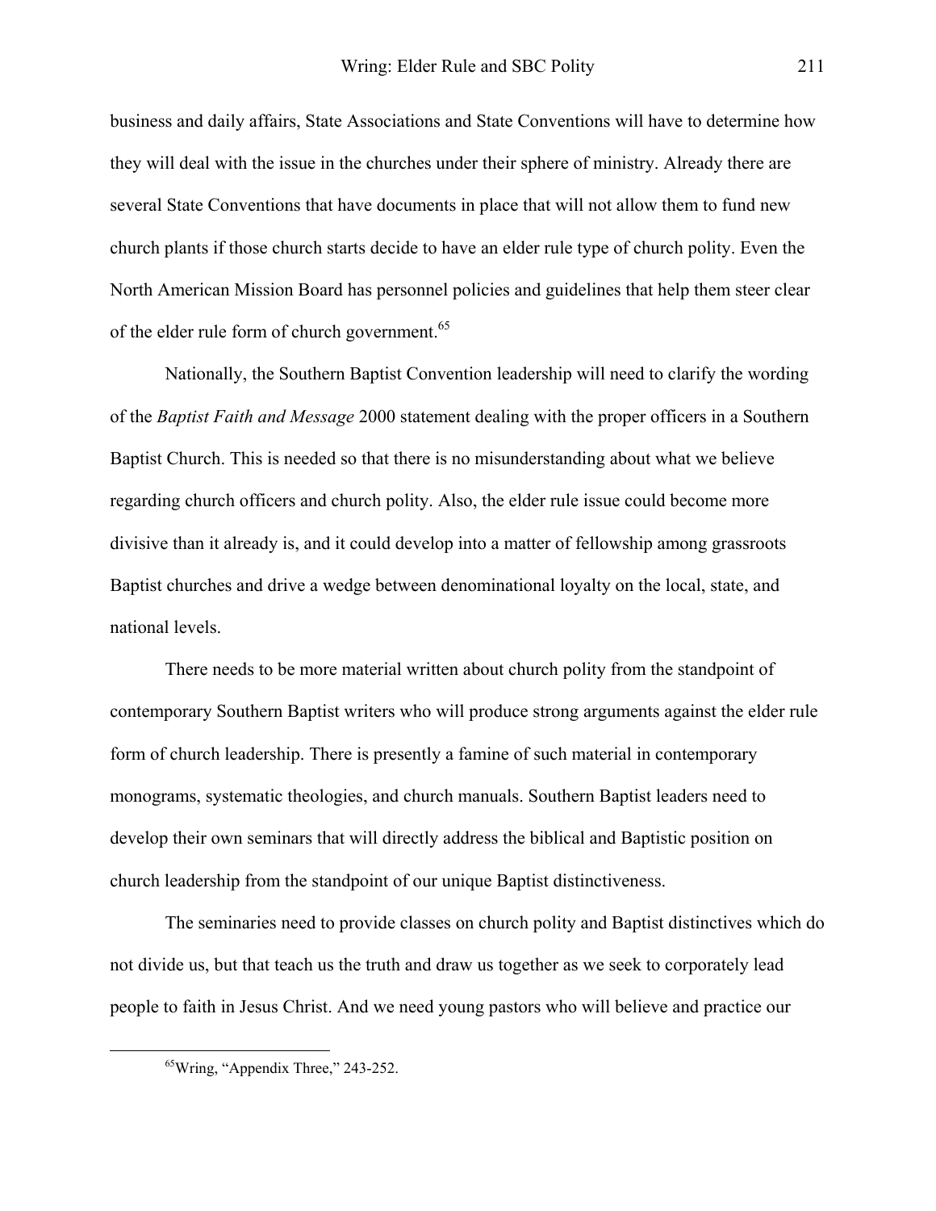business and daily affairs, State Associations and State Conventions will have to determine how they will deal with the issue in the churches under their sphere of ministry. Already there are several State Conventions that have documents in place that will not allow them to fund new church plants if those church starts decide to have an elder rule type of church polity. Even the North American Mission Board has personnel policies and guidelines that help them steer clear of the elder rule form of church government.[65]

Nationally, the Southern Baptist Convention leadership will need to clarify the wording of the *Baptist Faith and Message* 2000 statement dealing with the proper officers in a Southern Baptist Church. This is needed so that there is no misunderstanding about what we believe regarding church officers and church polity. Also, the elder rule issue could become more divisive than it already is, and it could develop into a matter of fellowship among grassroots Baptist churches and drive a wedge between denominational loyalty on the local, state, and national levels.

There needs to be more material written about church polity from the standpoint of contemporary Southern Baptist writers who will produce strong arguments against the elder rule form of church leadership. There is presently a famine of such material in contemporary monograms, systematic theologies, and church manuals. Southern Baptist leaders need to develop their own seminars that will directly address the biblical and Baptistic position on church leadership from the standpoint of our unique Baptist distinctiveness.

The seminaries need to provide classes on church polity and Baptist distinctives which do not divide us, but that teach us the truth and draw us together as we seek to corporately lead people to faith in Jesus Christ. And we need young pastors who will believe and practice our

[65]Wring, "Appendix Three," 243-252.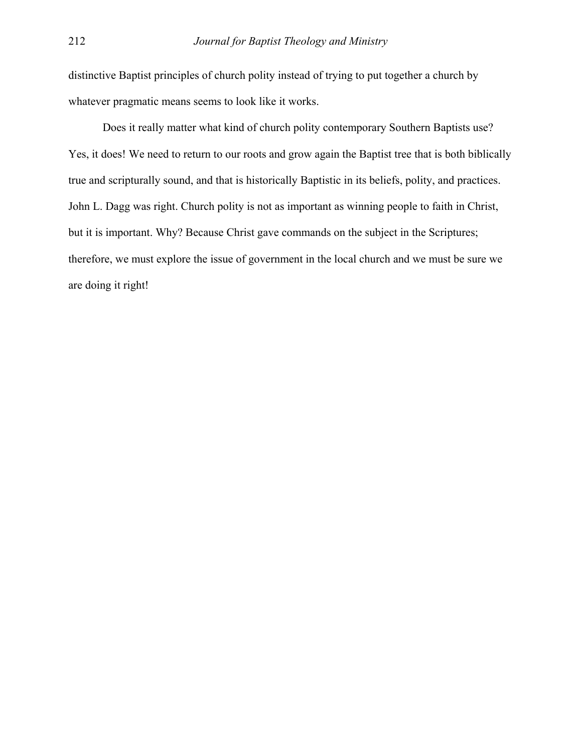distinctive Baptist principles of church polity instead of trying to put together a church by whatever pragmatic means seems to look like it works.

Does it really matter what kind of church polity contemporary Southern Baptists use? Yes, it does! We need to return to our roots and grow again the Baptist tree that is both biblically true and scripturally sound, and that is historically Baptistic in its beliefs, polity, and practices. John L. Dagg was right. Church polity is not as important as winning people to faith in Christ, but it is important. Why? Because Christ gave commands on the subject in the Scriptures; therefore, we must explore the issue of government in the local church and we must be sure we are doing it right!